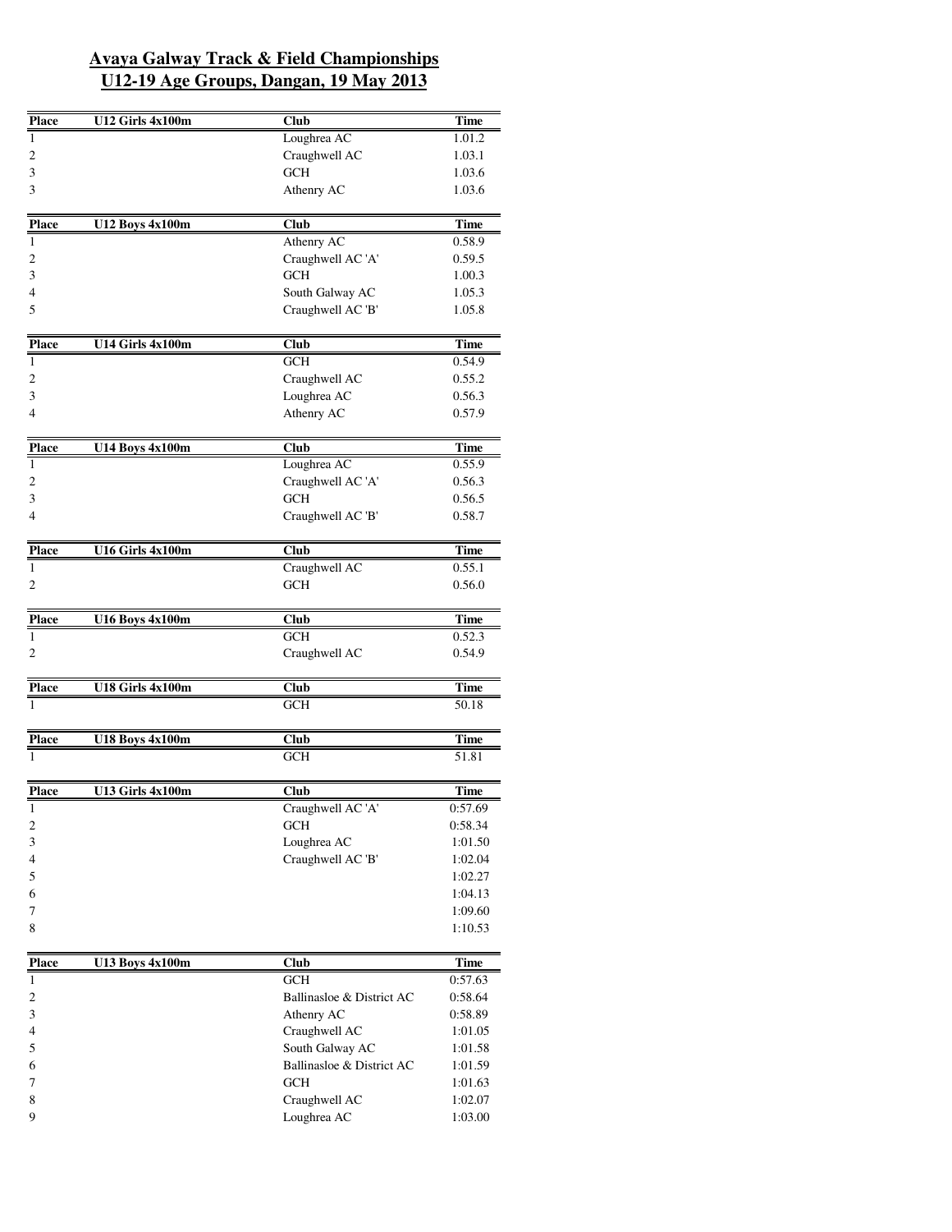# Avaya Galway Track & Field Championships
## U12-19 Age Groups, Dangan, 19 May 2013

| Place | U12 Girls 4x100m | Club | Time |
|---|---|---|---|
| 1 | | Loughrea AC | 1.01.2 |
| 2 | | Craughwell AC | 1.03.1 |
| 3 | | GCH | 1.03.6 |
| 3 | | Athenry AC | 1.03.6 |

| Place | U12 Boys 4x100m | Club | Time |
|---|---|---|---|
| 1 | | Athenry AC | 0.58.9 |
| 2 | | Craughwell AC 'A' | 0.59.5 |
| 3 | | GCH | 1.00.3 |
| 4 | | South Galway AC | 1.05.3 |
| 5 | | Craughwell AC 'B' | 1.05.8 |

| Place | U14 Girls 4x100m | Club | Time |
|---|---|---|---|
| 1 | | GCH | 0.54.9 |
| 2 | | Craughwell AC | 0.55.2 |
| 3 | | Loughrea AC | 0.56.3 |
| 4 | | Athenry AC | 0.57.9 |

| Place | U14 Boys 4x100m | Club | Time |
|---|---|---|---|
| 1 | | Loughrea AC | 0.55.9 |
| 2 | | Craughwell AC 'A' | 0.56.3 |
| 3 | | GCH | 0.56.5 |
| 4 | | Craughwell AC 'B' | 0.58.7 |

| Place | U16 Girls 4x100m | Club | Time |
|---|---|---|---|
| 1 | | Craughwell AC | 0.55.1 |
| 2 | | GCH | 0.56.0 |

| Place | U16 Boys 4x100m | Club | Time |
|---|---|---|---|
| 1 | | GCH | 0.52.3 |
| 2 | | Craughwell AC | 0.54.9 |

| Place | U18 Girls 4x100m | Club | Time |
|---|---|---|---|
| 1 | | GCH | 50.18 |

| Place | U18 Boys 4x100m | Club | Time |
|---|---|---|---|
| 1 | | GCH | 51.81 |

| Place | U13 Girls 4x100m | Club | Time |
|---|---|---|---|
| 1 | | Craughwell AC 'A' | 0:57.69 |
| 2 | | GCH | 0:58.34 |
| 3 | | Loughrea AC | 1:01.50 |
| 4 | | Craughwell AC 'B' | 1:02.04 |
| 5 | | | 1:02.27 |
| 6 | | | 1:04.13 |
| 7 | | | 1:09.60 |
| 8 | | | 1:10.53 |

| Place | U13 Boys 4x100m | Club | Time |
|---|---|---|---|
| 1 | | GCH | 0:57.63 |
| 2 | | Ballinasloe & District AC | 0:58.64 |
| 3 | | Athenry AC | 0:58.89 |
| 4 | | Craughwell AC | 1:01.05 |
| 5 | | South Galway AC | 1:01.58 |
| 6 | | Ballinasloe & District AC | 1:01.59 |
| 7 | | GCH | 1:01.63 |
| 8 | | Craughwell AC | 1:02.07 |
| 9 | | Loughrea AC | 1:03.00 |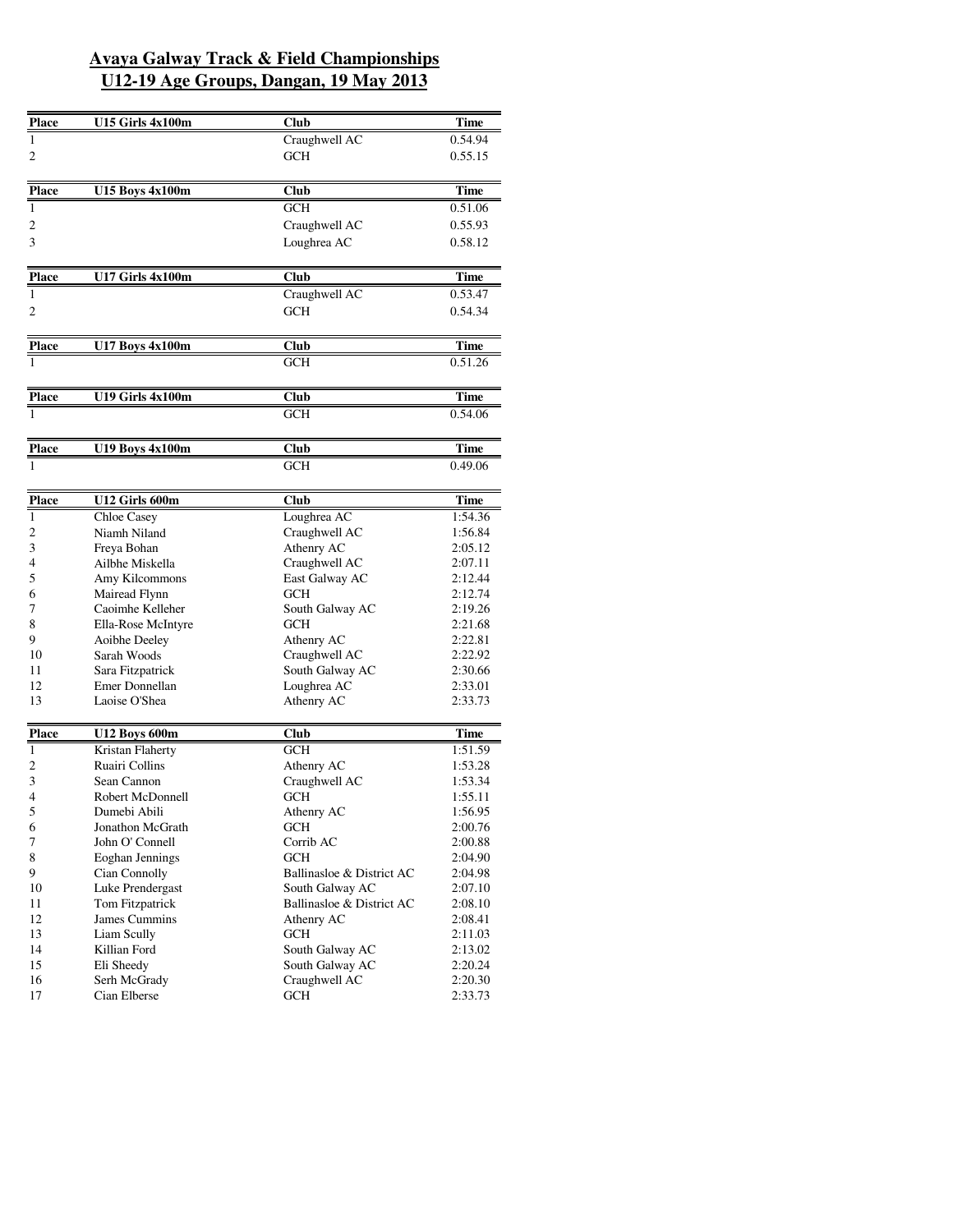# Avaya Galway Track & Field Championships
# U12-19 Age Groups, Dangan, 19 May 2013

| Place | U15 Girls 4x100m | Club | Time |
|---|---|---|---|
| 1 | | Craughwell AC | 0.54.94 |
| 2 | | GCH | 0.55.15 |

| Place | U15 Boys 4x100m | Club | Time |
|---|---|---|---|
| 1 | | GCH | 0.51.06 |
| 2 | | Craughwell AC | 0.55.93 |
| 3 | | Loughrea AC | 0.58.12 |

| Place | U17 Girls 4x100m | Club | Time |
|---|---|---|---|
| 1 | | Craughwell AC | 0.53.47 |
| 2 | | GCH | 0.54.34 |

| Place | U17 Boys 4x100m | Club | Time |
|---|---|---|---|
| 1 | | GCH | 0.51.26 |

| Place | U19 Girls 4x100m | Club | Time |
|---|---|---|---|
| 1 | | GCH | 0.54.06 |

| Place | U19 Boys 4x100m | Club | Time |
|---|---|---|---|
| 1 | | GCH | 0.49.06 |

| Place | U12 Girls 600m | Club | Time |
|---|---|---|---|
| 1 | Chloe Casey | Loughrea AC | 1:54.36 |
| 2 | Niamh Niland | Craughwell AC | 1:56.84 |
| 3 | Freya Bohan | Athenry AC | 2:05.12 |
| 4 | Ailbhe Miskella | Craughwell AC | 2:07.11 |
| 5 | Amy Kilcommons | East Galway AC | 2:12.44 |
| 6 | Mairead Flynn | GCH | 2:12.74 |
| 7 | Caoimhe Kelleher | South Galway AC | 2:19.26 |
| 8 | Ella-Rose McIntyre | GCH | 2:21.68 |
| 9 | Aoibhe Deeley | Athenry AC | 2:22.81 |
| 10 | Sarah Woods | Craughwell AC | 2:22.92 |
| 11 | Sara Fitzpatrick | South Galway AC | 2:30.66 |
| 12 | Emer Donnellan | Loughrea AC | 2:33.01 |
| 13 | Laoise O'Shea | Athenry AC | 2:33.73 |

| Place | U12 Boys 600m | Club | Time |
|---|---|---|---|
| 1 | Kristan Flaherty | GCH | 1:51.59 |
| 2 | Ruairi Collins | Athenry AC | 1:53.28 |
| 3 | Sean Cannon | Craughwell AC | 1:53.34 |
| 4 | Robert McDonnell | GCH | 1:55.11 |
| 5 | Dumebi Abili | Athenry AC | 1:56.95 |
| 6 | Jonathon McGrath | GCH | 2:00.76 |
| 7 | John O' Connell | Corrib AC | 2:00.88 |
| 8 | Eoghan Jennings | GCH | 2:04.90 |
| 9 | Cian Connolly | Ballinasloe & District AC | 2:04.98 |
| 10 | Luke Prendergast | South Galway AC | 2:07.10 |
| 11 | Tom Fitzpatrick | Ballinasloe & District AC | 2:08.10 |
| 12 | James Cummins | Athenry AC | 2:08.41 |
| 13 | Liam Scully | GCH | 2:11.03 |
| 14 | Killian Ford | South Galway AC | 2:13.02 |
| 15 | Eli Sheedy | South Galway AC | 2:20.24 |
| 16 | Serh McGrady | Craughwell AC | 2:20.30 |
| 17 | Cian Elberse | GCH | 2:33.73 |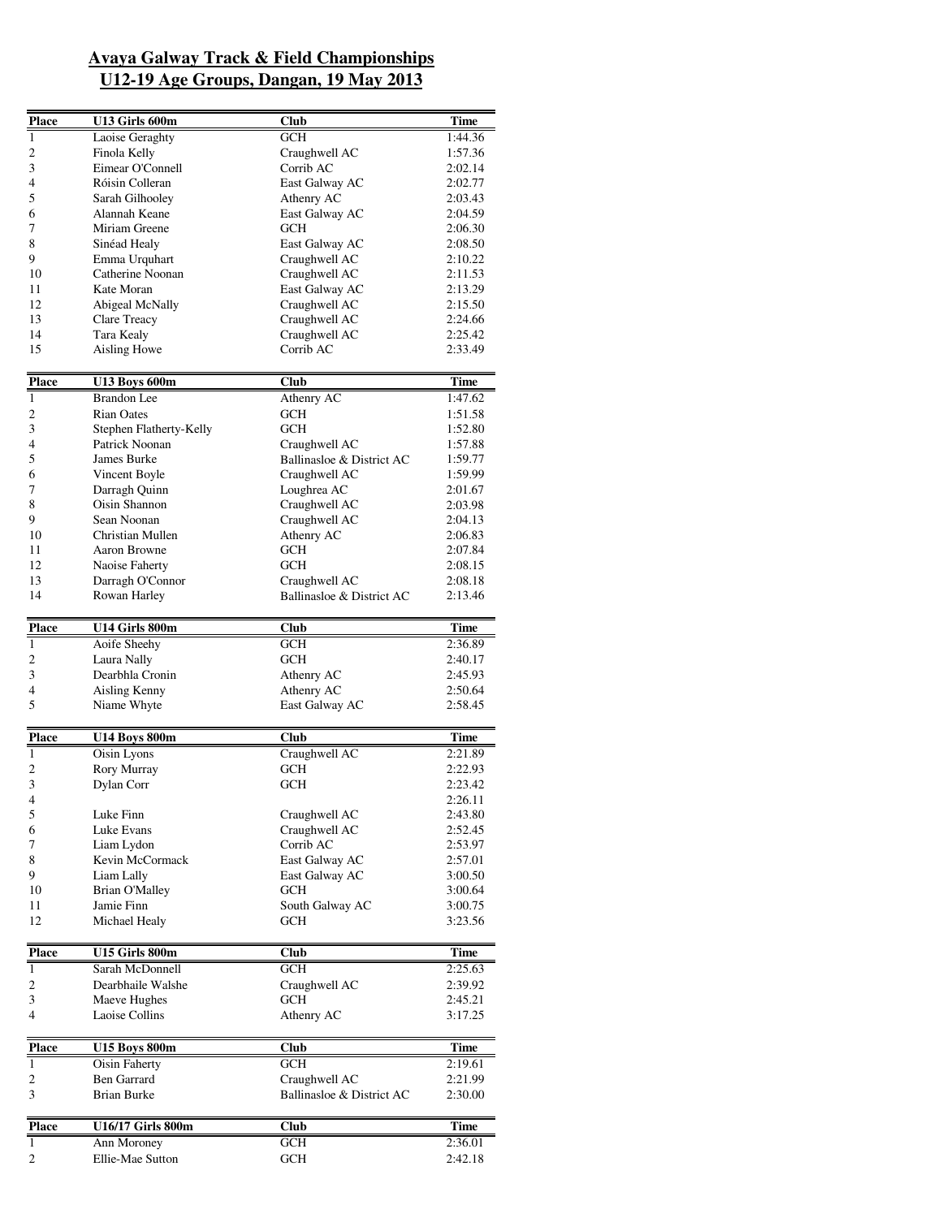# Avaya Galway Track & Field Championships
# U12-19 Age Groups, Dangan, 19 May 2013

| Place | U13 Girls 600m | Club | Time |
|---|---|---|---|
| 1 | Laoise Geraghty | GCH | 1:44.36 |
| 2 | Finola Kelly | Craughwell AC | 1:57.36 |
| 3 | Eimear O'Connell | Corrib AC | 2:02.14 |
| 4 | Róisin Colleran | East Galway AC | 2:02.77 |
| 5 | Sarah Gilhooley | Athenry AC | 2:03.43 |
| 6 | Alannah Keane | East Galway AC | 2:04.59 |
| 7 | Miriam Greene | GCH | 2:06.30 |
| 8 | Sinéad Healy | East Galway AC | 2:08.50 |
| 9 | Emma Urquhart | Craughwell AC | 2:10.22 |
| 10 | Catherine Noonan | Craughwell AC | 2:11.53 |
| 11 | Kate Moran | East Galway AC | 2:13.29 |
| 12 | Abigeal McNally | Craughwell AC | 2:15.50 |
| 13 | Clare Treacy | Craughwell AC | 2:24.66 |
| 14 | Tara Kealy | Craughwell AC | 2:25.42 |
| 15 | Aisling Howe | Corrib AC | 2:33.49 |

| Place | U13 Boys 600m | Club | Time |
|---|---|---|---|
| 1 | Brandon Lee | Athenry AC | 1:47.62 |
| 2 | Rian Oates | GCH | 1:51.58 |
| 3 | Stephen Flatherty-Kelly | GCH | 1:52.80 |
| 4 | Patrick Noonan | Craughwell AC | 1:57.88 |
| 5 | James Burke | Ballinasloe & District AC | 1:59.77 |
| 6 | Vincent Boyle | Craughwell AC | 1:59.99 |
| 7 | Darragh Quinn | Loughrea AC | 2:01.67 |
| 8 | Oisin Shannon | Craughwell AC | 2:03.98 |
| 9 | Sean Noonan | Craughwell AC | 2:04.13 |
| 10 | Christian Mullen | Athenry AC | 2:06.83 |
| 11 | Aaron Browne | GCH | 2:07.84 |
| 12 | Naoise Faherty | GCH | 2:08.15 |
| 13 | Darragh O'Connor | Craughwell AC | 2:08.18 |
| 14 | Rowan Harley | Ballinasloe & District AC | 2:13.46 |

| Place | U14 Girls 800m | Club | Time |
|---|---|---|---|
| 1 | Aoife Sheehy | GCH | 2:36.89 |
| 2 | Laura Nally | GCH | 2:40.17 |
| 3 | Dearbhla Cronin | Athenry AC | 2:45.93 |
| 4 | Aisling Kenny | Athenry AC | 2:50.64 |
| 5 | Niame Whyte | East Galway AC | 2:58.45 |

| Place | U14 Boys 800m | Club | Time |
|---|---|---|---|
| 1 | Oisin Lyons | Craughwell AC | 2:21.89 |
| 2 | Rory Murray | GCH | 2:22.93 |
| 3 | Dylan Corr | GCH | 2:23.42 |
| 4 | | | 2:26.11 |
| 5 | Luke Finn | Craughwell AC | 2:43.80 |
| 6 | Luke Evans | Craughwell AC | 2:52.45 |
| 7 | Liam Lydon | Corrib AC | 2:53.97 |
| 8 | Kevin McCormack | East Galway AC | 2:57.01 |
| 9 | Liam Lally | East Galway AC | 3:00.50 |
| 10 | Brian O'Malley | GCH | 3:00.64 |
| 11 | Jamie Finn | South Galway AC | 3:00.75 |
| 12 | Michael Healy | GCH | 3:23.56 |

| Place | U15 Girls 800m | Club | Time |
|---|---|---|---|
| 1 | Sarah McDonnell | GCH | 2:25.63 |
| 2 | Dearbhaile Walshe | Craughwell AC | 2:39.92 |
| 3 | Maeve Hughes | GCH | 2:45.21 |
| 4 | Laoise Collins | Athenry AC | 3:17.25 |

| Place | U15 Boys 800m | Club | Time |
|---|---|---|---|
| 1 | Oisin Faherty | GCH | 2:19.61 |
| 2 | Ben Garrard | Craughwell AC | 2:21.99 |
| 3 | Brian Burke | Ballinasloe & District AC | 2:30.00 |

| Place | U16/17 Girls 800m | Club | Time |
|---|---|---|---|
| 1 | Ann Moroney | GCH | 2:36.01 |
| 2 | Ellie-Mae Sutton | GCH | 2:42.18 |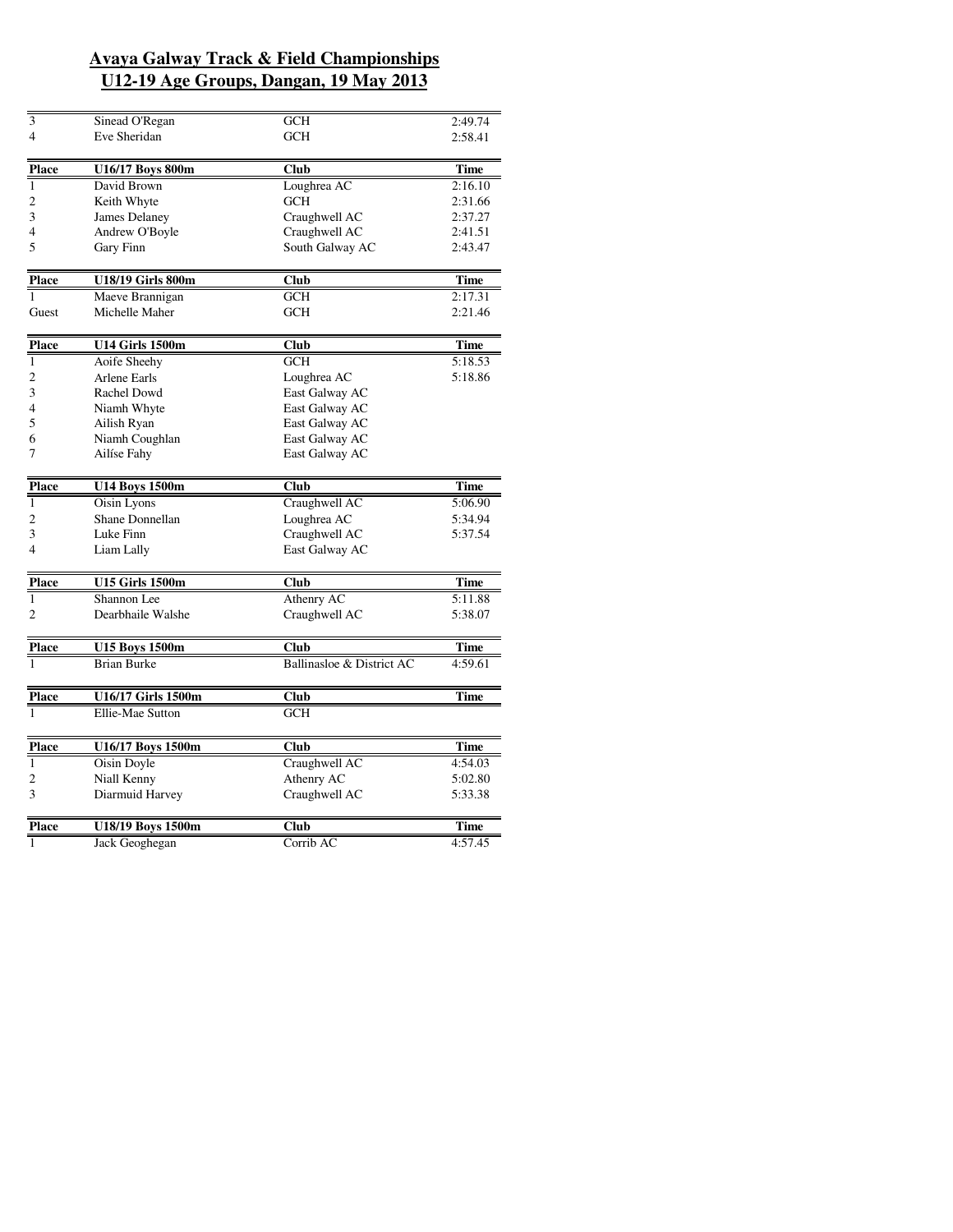# Avaya Galway Track & Field Championships
## U12-19 Age Groups, Dangan, 19 May 2013

| | | | |
|---|---|---|---|
| 3 | Sinead O'Regan | GCH | 2:49.74 |
| 4 | Eve Sheridan | GCH | 2:58.41 |

| Place | U16/17 Boys 800m | Club | Time |
|---|---|---|---|
| 1 | David Brown | Loughrea AC | 2:16.10 |
| 2 | Keith Whyte | GCH | 2:31.66 |
| 3 | James Delaney | Craughwell AC | 2:37.27 |
| 4 | Andrew O'Boyle | Craughwell AC | 2:41.51 |
| 5 | Gary Finn | South Galway AC | 2:43.47 |

| Place | U18/19 Girls 800m | Club | Time |
|---|---|---|---|
| 1 | Maeve Brannigan | GCH | 2:17.31 |
| Guest | Michelle Maher | GCH | 2:21.46 |

| Place | U14 Girls 1500m | Club | Time |
|---|---|---|---|
| 1 | Aoife Sheehy | GCH | 5:18.53 |
| 2 | Arlene Earls | Loughrea AC | 5:18.86 |
| 3 | Rachel Dowd | East Galway AC | |
| 4 | Niamh Whyte | East Galway AC | |
| 5 | Ailish Ryan | East Galway AC | |
| 6 | Niamh Coughlan | East Galway AC | |
| 7 | Ailíse Fahy | East Galway AC | |

| Place | U14 Boys 1500m | Club | Time |
|---|---|---|---|
| 1 | Oisin Lyons | Craughwell AC | 5:06.90 |
| 2 | Shane Donnellan | Loughrea AC | 5:34.94 |
| 3 | Luke Finn | Craughwell AC | 5:37.54 |
| 4 | Liam Lally | East Galway AC | |

| Place | U15 Girls 1500m | Club | Time |
|---|---|---|---|
| 1 | Shannon Lee | Athenry AC | 5:11.88 |
| 2 | Dearbhaile Walshe | Craughwell AC | 5:38.07 |

| Place | U15 Boys 1500m | Club | Time |
|---|---|---|---|
| 1 | Brian Burke | Ballinasloe & District AC | 4:59.61 |

| Place | U16/17 Girls 1500m | Club | Time |
|---|---|---|---|
| 1 | Ellie-Mae Sutton | GCH | |

| Place | U16/17 Boys 1500m | Club | Time |
|---|---|---|---|
| 1 | Oisin Doyle | Craughwell AC | 4:54.03 |
| 2 | Niall Kenny | Athenry AC | 5:02.80 |
| 3 | Diarmuid Harvey | Craughwell AC | 5:33.38 |

| Place | U18/19 Boys 1500m | Club | Time |
|---|---|---|---|
| 1 | Jack Geoghegan | Corrib AC | 4:57.45 |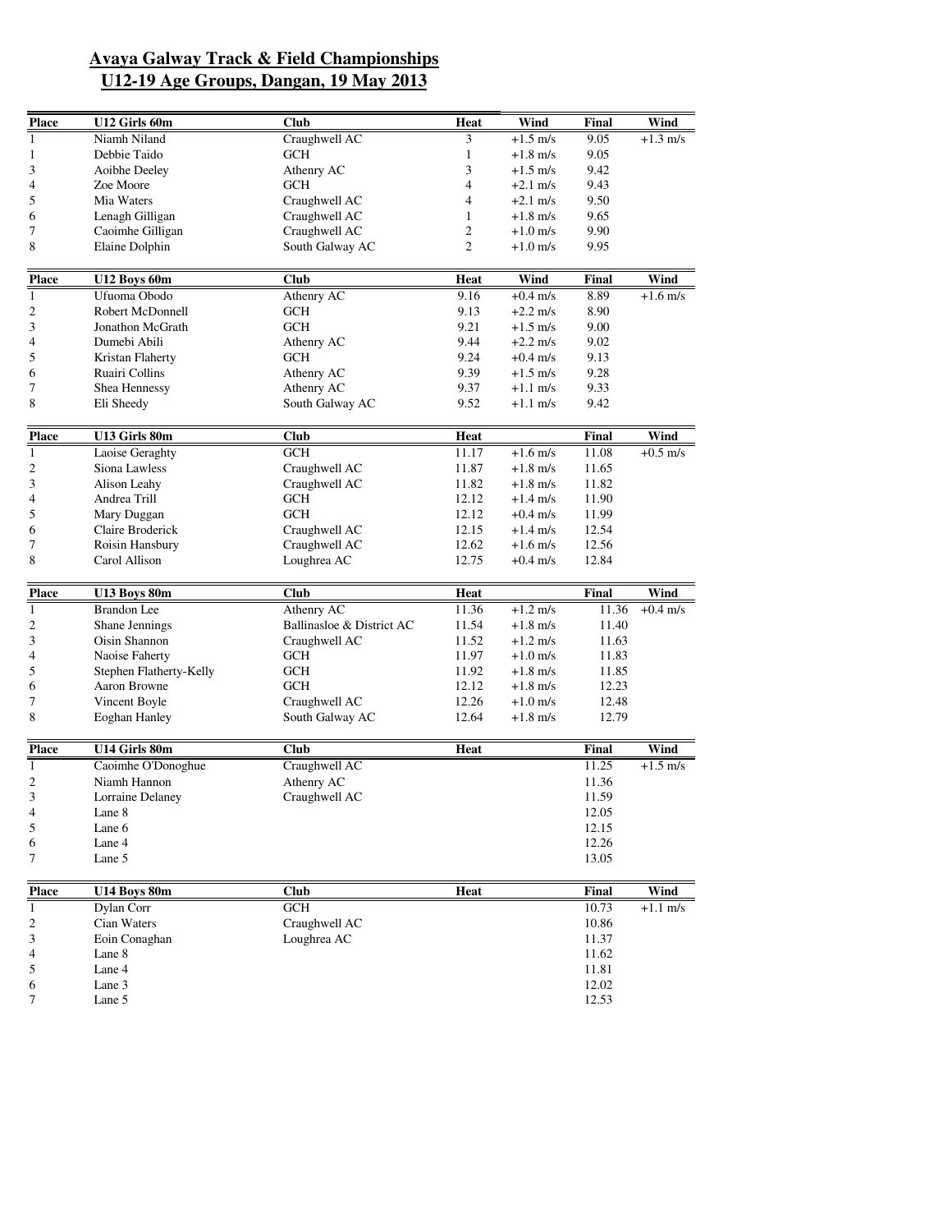# Avaya Galway Track & Field Championships
## U12-19 Age Groups, Dangan, 19 May 2013

| Place | U12 Girls 60m | Club | Heat | Wind | Final | Wind |
|---|---|---|---|---|---|---|
| 1 | Niamh Niland | Craughwell AC | 3 | +1.5 m/s | 9.05 | +1.3 m/s |
| 1 | Debbie Taido | GCH | 1 | +1.8 m/s | 9.05 | |
| 3 | Aoibhe Deeley | Athenry AC | 3 | +1.5 m/s | 9.42 | |
| 4 | Zoe Moore | GCH | 4 | +2.1 m/s | 9.43 | |
| 5 | Mia Waters | Craughwell AC | 4 | +2.1 m/s | 9.50 | |
| 6 | Lenagh Gilligan | Craughwell AC | 1 | +1.8 m/s | 9.65 | |
| 7 | Caoimhe Gilligan | Craughwell AC | 2 | +1.0 m/s | 9.90 | |
| 8 | Elaine Dolphin | South Galway AC | 2 | +1.0 m/s | 9.95 | |

| Place | U12 Boys 60m | Club | Heat | Wind | Final | Wind |
|---|---|---|---|---|---|---|
| 1 | Ufuoma Obodo | Athenry AC | 9.16 | +0.4 m/s | 8.89 | +1.6 m/s |
| 2 | Robert McDonnell | GCH | 9.13 | +2.2 m/s | 8.90 | |
| 3 | Jonathon McGrath | GCH | 9.21 | +1.5 m/s | 9.00 | |
| 4 | Dumebi Abili | Athenry AC | 9.44 | +2.2 m/s | 9.02 | |
| 5 | Kristan Flaherty | GCH | 9.24 | +0.4 m/s | 9.13 | |
| 6 | Ruairi Collins | Athenry AC | 9.39 | +1.5 m/s | 9.28 | |
| 7 | Shea Hennessy | Athenry AC | 9.37 | +1.1 m/s | 9.33 | |
| 8 | Eli Sheedy | South Galway AC | 9.52 | +1.1 m/s | 9.42 | |

| Place | U13 Girls 80m | Club | Heat | | Final | Wind |
|---|---|---|---|---|---|---|
| 1 | Laoise Geraghty | GCH | 11.17 | +1.6 m/s | 11.08 | +0.5 m/s |
| 2 | Siona Lawless | Craughwell AC | 11.87 | +1.8 m/s | 11.65 | |
| 3 | Alison Leahy | Craughwell AC | 11.82 | +1.8 m/s | 11.82 | |
| 4 | Andrea Trill | GCH | 12.12 | +1.4 m/s | 11.90 | |
| 5 | Mary Duggan | GCH | 12.12 | +0.4 m/s | 11.99 | |
| 6 | Claire Broderick | Craughwell AC | 12.15 | +1.4 m/s | 12.54 | |
| 7 | Roisin Hansbury | Craughwell AC | 12.62 | +1.6 m/s | 12.56 | |
| 8 | Carol Allison | Loughrea AC | 12.75 | +0.4 m/s | 12.84 | |

| Place | U13 Boys 80m | Club | Heat | | Final | Wind |
|---|---|---|---|---|---|---|
| 1 | Brandon Lee | Athenry AC | 11.36 | +1.2 m/s | 11.36 | +0.4 m/s |
| 2 | Shane Jennings | Ballinasloe & District AC | 11.54 | +1.8 m/s | 11.40 | |
| 3 | Oisin Shannon | Craughwell AC | 11.52 | +1.2 m/s | 11.63 | |
| 4 | Naoise Faherty | GCH | 11.97 | +1.0 m/s | 11.83 | |
| 5 | Stephen Flatherty-Kelly | GCH | 11.92 | +1.8 m/s | 11.85 | |
| 6 | Aaron Browne | GCH | 12.12 | +1.8 m/s | 12.23 | |
| 7 | Vincent Boyle | Craughwell AC | 12.26 | +1.0 m/s | 12.48 | |
| 8 | Eoghan Hanley | South Galway AC | 12.64 | +1.8 m/s | 12.79 | |

| Place | U14 Girls 80m | Club | Heat | | Final | Wind |
|---|---|---|---|---|---|---|
| 1 | Caoimhe O'Donoghue | Craughwell AC | | | 11.25 | +1.5 m/s |
| 2 | Niamh Hannon | Athenry AC | | | 11.36 | |
| 3 | Lorraine Delaney | Craughwell AC | | | 11.59 | |
| 4 | Lane 8 | | | | 12.05 | |
| 5 | Lane 6 | | | | 12.15 | |
| 6 | Lane 4 | | | | 12.26 | |
| 7 | Lane 5 | | | | 13.05 | |

| Place | U14 Boys 80m | Club | Heat | | Final | Wind |
|---|---|---|---|---|---|---|
| 1 | Dylan Corr | GCH | | | 10.73 | +1.1 m/s |
| 2 | Cian Waters | Craughwell AC | | | 10.86 | |
| 3 | Eoin Conaghan | Loughrea AC | | | 11.37 | |
| 4 | Lane 8 | | | | 11.62 | |
| 5 | Lane 4 | | | | 11.81 | |
| 6 | Lane 3 | | | | 12.02 | |
| 7 | Lane 5 | | | | 12.53 | |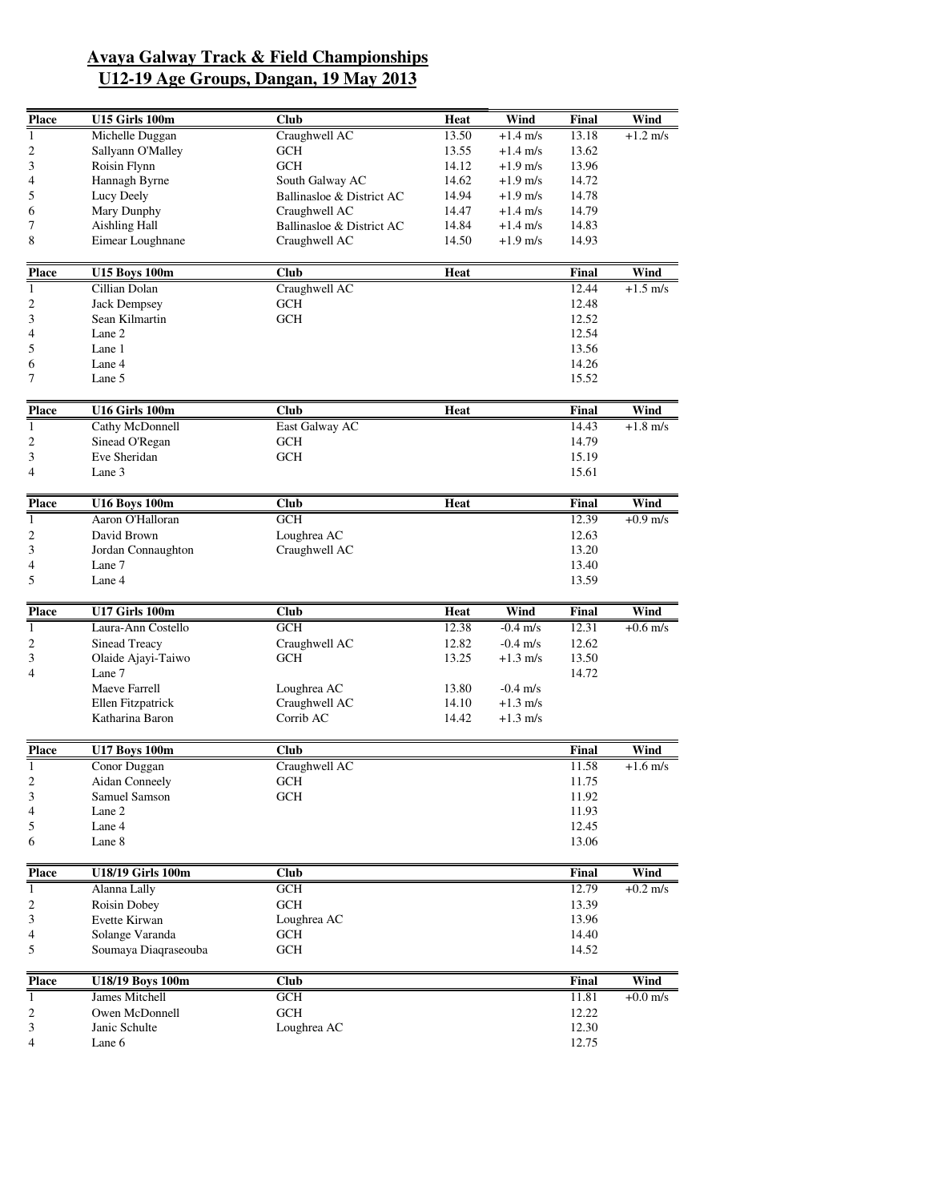## Avaya Galway Track & Field Championships
## U12-19 Age Groups, Dangan, 19 May 2013

| Place | U15 Girls 100m | Club | Heat | Wind | Final | Wind |
|---|---|---|---|---|---|---|
| 1 | Michelle Duggan | Craughwell AC | 13.50 | +1.4 m/s | 13.18 | +1.2 m/s |
| 2 | Sallyann O'Malley | GCH | 13.55 | +1.4 m/s | 13.62 | |
| 3 | Roisin Flynn | GCH | 14.12 | +1.9 m/s | 13.96 | |
| 4 | Hannagh Byrne | South Galway AC | 14.62 | +1.9 m/s | 14.72 | |
| 5 | Lucy Deely | Ballinasloe & District AC | 14.94 | +1.9 m/s | 14.78 | |
| 6 | Mary Dunphy | Craughwell AC | 14.47 | +1.4 m/s | 14.79 | |
| 7 | Aishling Hall | Ballinasloe & District AC | 14.84 | +1.4 m/s | 14.83 | |
| 8 | Eimear Loughnane | Craughwell AC | 14.50 | +1.9 m/s | 14.93 | |

| Place | U15 Boys 100m | Club | Heat | Final | Wind |
|---|---|---|---|---|---|
| 1 | Cillian Dolan | Craughwell AC | | 12.44 | +1.5 m/s |
| 2 | Jack Dempsey | GCH | | 12.48 | |
| 3 | Sean Kilmartin | GCH | | 12.52 | |
| 4 | Lane 2 | | | 12.54 | |
| 5 | Lane 1 | | | 13.56 | |
| 6 | Lane 4 | | | 14.26 | |
| 7 | Lane 5 | | | 15.52 | |

| Place | U16 Girls 100m | Club | Heat | Final | Wind |
|---|---|---|---|---|---|
| 1 | Cathy McDonnell | East Galway AC | | 14.43 | +1.8 m/s |
| 2 | Sinead O'Regan | GCH | | 14.79 | |
| 3 | Eve Sheridan | GCH | | 15.19 | |
| 4 | Lane 3 | | | 15.61 | |

| Place | U16 Boys 100m | Club | Heat | Final | Wind |
|---|---|---|---|---|---|
| 1 | Aaron O'Halloran | GCH | | 12.39 | +0.9 m/s |
| 2 | David Brown | Loughrea AC | | 12.63 | |
| 3 | Jordan Connaughton | Craughwell AC | | 13.20 | |
| 4 | Lane 7 | | | 13.40 | |
| 5 | Lane 4 | | | 13.59 | |

| Place | U17 Girls 100m | Club | Heat | Wind | Final | Wind |
|---|---|---|---|---|---|---|
| 1 | Laura-Ann Costello | GCH | 12.38 | -0.4 m/s | 12.31 | +0.6 m/s |
| 2 | Sinead Treacy | Craughwell AC | 12.82 | -0.4 m/s | 12.62 | |
| 3 | Olaide Ajayi-Taiwo | GCH | 13.25 | +1.3 m/s | 13.50 | |
| 4 | Lane 7 | | | | 14.72 | |
| | Maeve Farrell | Loughrea AC | 13.80 | -0.4 m/s | | |
| | Ellen Fitzpatrick | Craughwell AC | 14.10 | +1.3 m/s | | |
| | Katharina Baron | Corrib AC | 14.42 | +1.3 m/s | | |

| Place | U17 Boys 100m | Club | Final | Wind |
|---|---|---|---|---|
| 1 | Conor Duggan | Craughwell AC | 11.58 | +1.6 m/s |
| 2 | Aidan Conneely | GCH | 11.75 | |
| 3 | Samuel Samson | GCH | 11.92 | |
| 4 | Lane 2 | | 11.93 | |
| 5 | Lane 4 | | 12.45 | |
| 6 | Lane 8 | | 13.06 | |

| Place | U18/19 Girls 100m | Club | Final | Wind |
|---|---|---|---|---|
| 1 | Alanna Lally | GCH | 12.79 | +0.2 m/s |
| 2 | Roisin Dobey | GCH | 13.39 | |
| 3 | Evette Kirwan | Loughrea AC | 13.96 | |
| 4 | Solange Varanda | GCH | 14.40 | |
| 5 | Soumaya Diaqraseouba | GCH | 14.52 | |

| Place | U18/19 Boys 100m | Club | Final | Wind |
|---|---|---|---|---|
| 1 | James Mitchell | GCH | 11.81 | +0.0 m/s |
| 2 | Owen McDonnell | GCH | 12.22 | |
| 3 | Janic Schulte | Loughrea AC | 12.30 | |
| 4 | Lane 6 | | 12.75 | |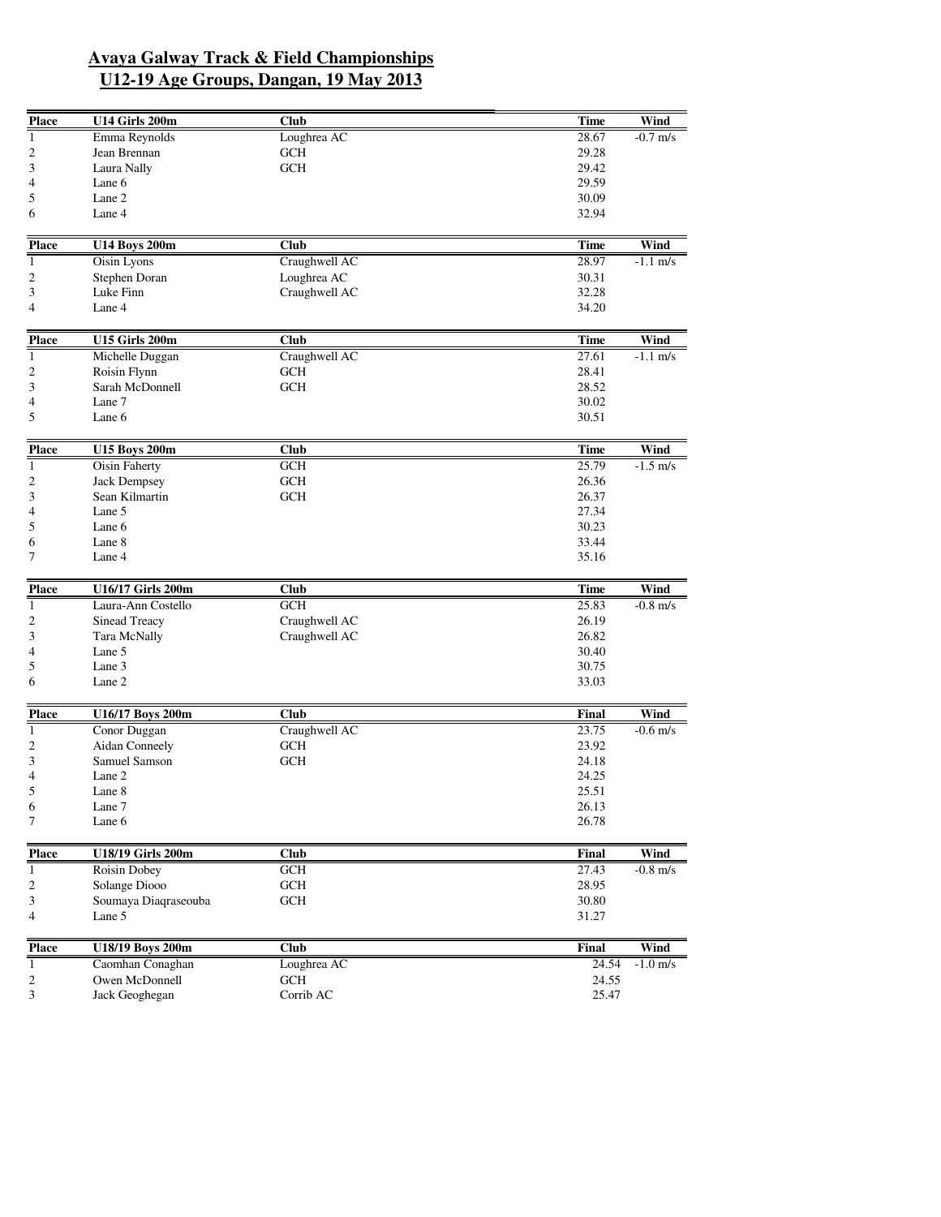# Avaya Galway Track & Field Championships
## U12-19 Age Groups, Dangan, 19 May 2013

| Place | U14 Girls 200m | Club | Time | Wind |
|---|---|---|---|---|
| 1 | Emma Reynolds | Loughrea AC | 28.67 | -0.7 m/s |
| 2 | Jean Brennan | GCH | 29.28 | |
| 3 | Laura Nally | GCH | 29.42 | |
| 4 | Lane 6 | | 29.59 | |
| 5 | Lane 2 | | 30.09 | |
| 6 | Lane 4 | | 32.94 | |

| Place | U14 Boys 200m | Club | Time | Wind |
|---|---|---|---|---|
| 1 | Oisin Lyons | Craughwell AC | 28.97 | -1.1 m/s |
| 2 | Stephen Doran | Loughrea AC | 30.31 | |
| 3 | Luke Finn | Craughwell AC | 32.28 | |
| 4 | Lane 4 | | 34.20 | |

| Place | U15 Girls 200m | Club | Time | Wind |
|---|---|---|---|---|
| 1 | Michelle Duggan | Craughwell AC | 27.61 | -1.1 m/s |
| 2 | Roisin Flynn | GCH | 28.41 | |
| 3 | Sarah McDonnell | GCH | 28.52 | |
| 4 | Lane 7 | | 30.02 | |
| 5 | Lane 6 | | 30.51 | |

| Place | U15 Boys 200m | Club | Time | Wind |
|---|---|---|---|---|
| 1 | Oisin Faherty | GCH | 25.79 | -1.5 m/s |
| 2 | Jack Dempsey | GCH | 26.36 | |
| 3 | Sean Kilmartin | GCH | 26.37 | |
| 4 | Lane 5 | | 27.34 | |
| 5 | Lane 6 | | 30.23 | |
| 6 | Lane 8 | | 33.44 | |
| 7 | Lane 4 | | 35.16 | |

| Place | U16/17 Girls 200m | Club | Time | Wind |
|---|---|---|---|---|
| 1 | Laura-Ann Costello | GCH | 25.83 | -0.8 m/s |
| 2 | Sinead Treacy | Craughwell AC | 26.19 | |
| 3 | Tara McNally | Craughwell AC | 26.82 | |
| 4 | Lane 5 | | 30.40 | |
| 5 | Lane 3 | | 30.75 | |
| 6 | Lane 2 | | 33.03 | |

| Place | U16/17 Boys 200m | Club | Final | Wind |
|---|---|---|---|---|
| 1 | Conor Duggan | Craughwell AC | 23.75 | -0.6 m/s |
| 2 | Aidan Conneely | GCH | 23.92 | |
| 3 | Samuel Samson | GCH | 24.18 | |
| 4 | Lane 2 | | 24.25 | |
| 5 | Lane 8 | | 25.51 | |
| 6 | Lane 7 | | 26.13 | |
| 7 | Lane 6 | | 26.78 | |

| Place | U18/19 Girls 200m | Club | Final | Wind |
|---|---|---|---|---|
| 1 | Roisin Dobey | GCH | 27.43 | -0.8 m/s |
| 2 | Solange Diooo | GCH | 28.95 | |
| 3 | Soumaya Diaqraseouba | GCH | 30.80 | |
| 4 | Lane 5 | | 31.27 | |

| Place | U18/19 Boys 200m | Club | Final | Wind |
|---|---|---|---|---|
| 1 | Caomhan Conaghan | Loughrea AC | 24.54 | -1.0 m/s |
| 2 | Owen McDonnell | GCH | 24.55 | |
| 3 | Jack Geoghegan | Corrib AC | 25.47 | |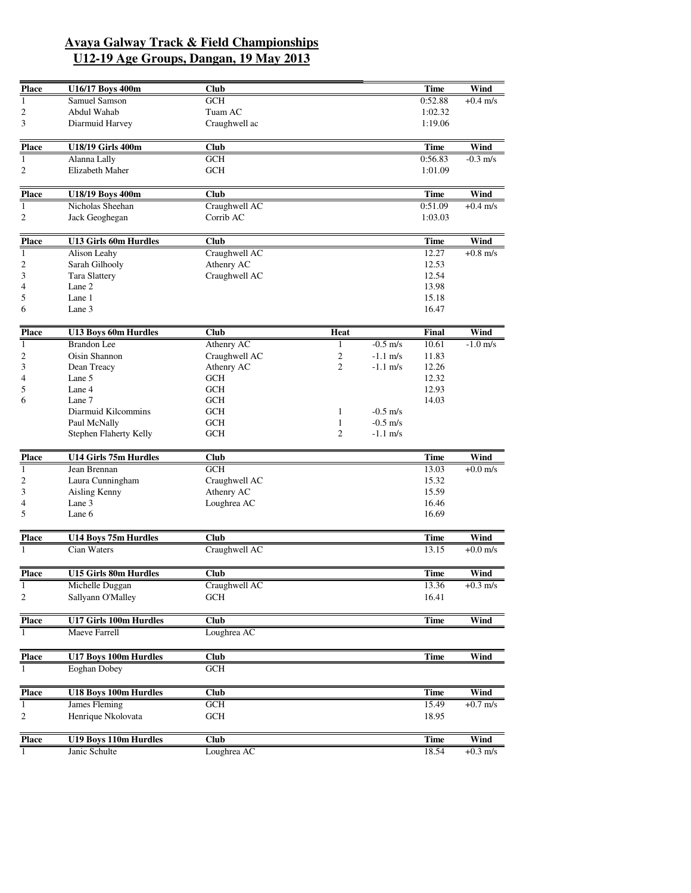# Avaya Galway Track & Field Championships
## U12-19 Age Groups, Dangan, 19 May 2013

| Place | U16/17 Boys 400m | Club | Time | Wind |
|---|---|---|---|---|
| 1 | Samuel Samson | GCH | 0:52.88 | +0.4 m/s |
| 2 | Abdul Wahab | Tuam AC | 1:02.32 | |
| 3 | Diarmuid Harvey | Craughwell ac | 1:19.06 | |

| Place | U18/19 Girls 400m | Club | Time | Wind |
|---|---|---|---|---|
| 1 | Alanna Lally | GCH | 0:56.83 | -0.3 m/s |
| 2 | Elizabeth Maher | GCH | 1:01.09 | |

| Place | U18/19 Boys 400m | Club | Time | Wind |
|---|---|---|---|---|
| 1 | Nicholas Sheehan | Craughwell AC | 0:51.09 | +0.4 m/s |
| 2 | Jack Geoghegan | Corrib AC | 1:03.03 | |

| Place | U13 Girls 60m Hurdles | Club | Time | Wind |
|---|---|---|---|---|
| 1 | Alison Leahy | Craughwell AC | 12.27 | +0.8 m/s |
| 2 | Sarah Gilhooly | Athenry AC | 12.53 | |
| 3 | Tara Slattery | Craughwell AC | 12.54 | |
| 4 | Lane 2 | | 13.98 | |
| 5 | Lane 1 | | 15.18 | |
| 6 | Lane 3 | | 16.47 | |

| Place | U13 Boys 60m Hurdles | Club | Heat | | Final | Wind |
|---|---|---|---|---|---|---|
| 1 | Brandon Lee | Athenry AC | 1 | -0.5 m/s | 10.61 | -1.0 m/s |
| 2 | Oisin Shannon | Craughwell AC | 2 | -1.1 m/s | 11.83 | |
| 3 | Dean Treacy | Athenry AC | 2 | -1.1 m/s | 12.26 | |
| 4 | Lane 5 | GCH | | | 12.32 | |
| 5 | Lane 4 | GCH | | | 12.93 | |
| 6 | Lane 7 | GCH | | | 14.03 | |
| | Diarmuid Kilcommins | GCH | 1 | -0.5 m/s | | |
| | Paul McNally | GCH | 1 | -0.5 m/s | | |
| | Stephen Flaherty Kelly | GCH | 2 | -1.1 m/s | | |

| Place | U14 Girls 75m Hurdles | Club | Time | Wind |
|---|---|---|---|---|
| 1 | Jean Brennan | GCH | 13.03 | +0.0 m/s |
| 2 | Laura Cunningham | Craughwell AC | 15.32 | |
| 3 | Aisling Kenny | Athenry AC | 15.59 | |
| 4 | Lane 3 | Loughrea AC | 16.46 | |
| 5 | Lane 6 | | 16.69 | |

| Place | U14 Boys 75m Hurdles | Club | Time | Wind |
|---|---|---|---|---|
| 1 | Cian Waters | Craughwell AC | 13.15 | +0.0 m/s |

| Place | U15 Girls 80m Hurdles | Club | Time | Wind |
|---|---|---|---|---|
| 1 | Michelle Duggan | Craughwell AC | 13.36 | +0.3 m/s |
| 2 | Sallyann O'Malley | GCH | 16.41 | |

| Place | U17 Girls 100m Hurdles | Club | Time | Wind |
|---|---|---|---|---|
| 1 | Maeve Farrell | Loughrea AC | | |

| Place | U17 Boys 100m Hurdles | Club | Time | Wind |
|---|---|---|---|---|
| 1 | Eoghan Dobey | GCH | | |

| Place | U18 Boys 100m Hurdles | Club | Time | Wind |
|---|---|---|---|---|
| 1 | James Fleming | GCH | 15.49 | +0.7 m/s |
| 2 | Henrique Nkolovata | GCH | 18.95 | |

| Place | U19 Boys 110m Hurdles | Club | Time | Wind |
|---|---|---|---|---|
| 1 | Janic Schulte | Loughrea AC | 18.54 | +0.3 m/s |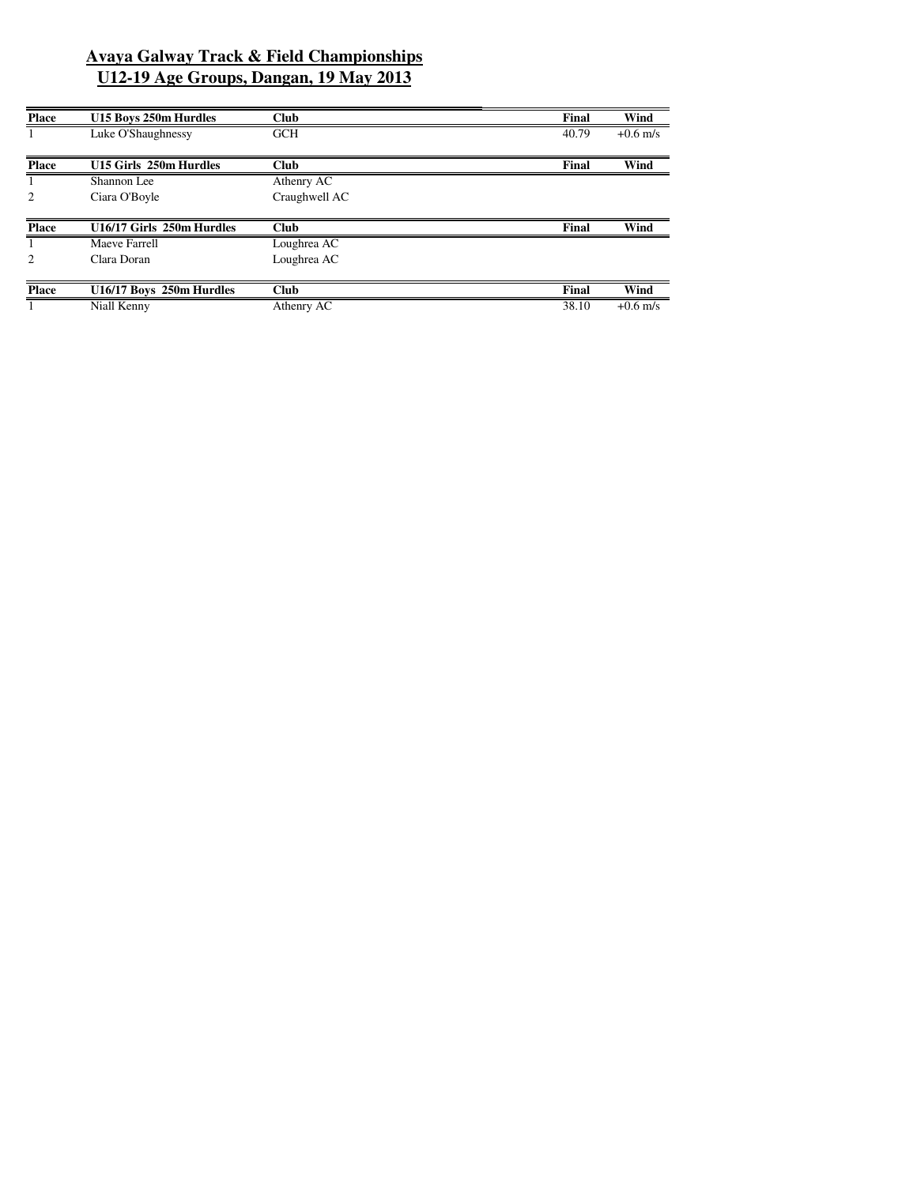# Avaya Galway Track & Field Championships

## U12-19 Age Groups, Dangan, 19 May 2013

| Place | U15 Boys 250m Hurdles | Club | Final | Wind |
|---|---|---|---|---|
| 1 | Luke O'Shaughnessy | GCH | 40.79 | +0.6 m/s |

| Place | U15 Girls 250m Hurdles | Club | Final | Wind |
|---|---|---|---|---|
| 1 | Shannon Lee | Athenry AC | | |
| 2 | Ciara O'Boyle | Craughwell AC | | |

| Place | U16/17 Girls 250m Hurdles | Club | Final | Wind |
|---|---|---|---|---|
| 1 | Maeve Farrell | Loughrea AC | | |
| 2 | Clara Doran | Loughrea AC | | |

| Place | U16/17 Boys 250m Hurdles | Club | Final | Wind |
|---|---|---|---|---|
| 1 | Niall Kenny | Athenry AC | 38.10 | +0.6 m/s |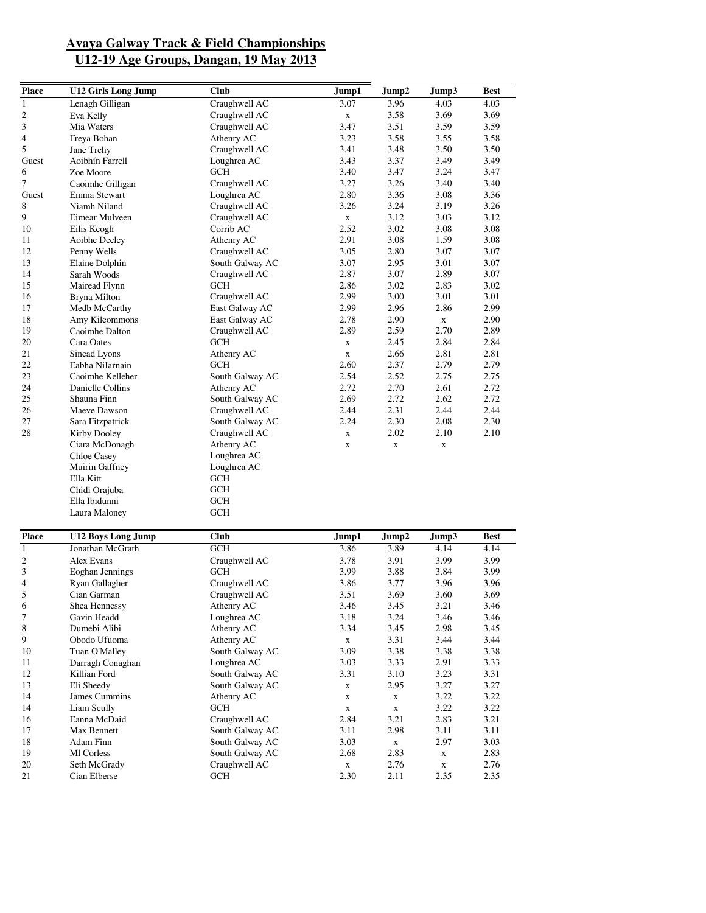# Avaya Galway Track & Field Championships
## U12-19 Age Groups, Dangan, 19 May 2013

| Place | U12 Girls Long Jump | Club | Jump1 | Jump2 | Jump3 | Best |
|---|---|---|---|---|---|---|
| 1 | Lenagh Gilligan | Craughwell AC | 3.07 | 3.96 | 4.03 | 4.03 |
| 2 | Eva Kelly | Craughwell AC | x | 3.58 | 3.69 | 3.69 |
| 3 | Mia Waters | Craughwell AC | 3.47 | 3.51 | 3.59 | 3.59 |
| 4 | Freya Bohan | Athenry AC | 3.23 | 3.58 | 3.55 | 3.58 |
| 5 | Jane Trehy | Craughwell AC | 3.41 | 3.48 | 3.50 | 3.50 |
| Guest | Aoibhín Farrell | Loughrea AC | 3.43 | 3.37 | 3.49 | 3.49 |
| 6 | Zoe Moore | GCH | 3.40 | 3.47 | 3.24 | 3.47 |
| 7 | Caoimhe Gilligan | Craughwell AC | 3.27 | 3.26 | 3.40 | 3.40 |
| Guest | Emma Stewart | Loughrea AC | 2.80 | 3.36 | 3.08 | 3.36 |
| 8 | Niamh Niland | Craughwell AC | 3.26 | 3.24 | 3.19 | 3.26 |
| 9 | Eimear Mulveen | Craughwell AC | x | 3.12 | 3.03 | 3.12 |
| 10 | Eilis Keogh | Corrib AC | 2.52 | 3.02 | 3.08 | 3.08 |
| 11 | Aoibhe Deeley | Athenry AC | 2.91 | 3.08 | 1.59 | 3.08 |
| 12 | Penny Wells | Craughwell AC | 3.05 | 2.80 | 3.07 | 3.07 |
| 13 | Elaine Dolphin | South Galway AC | 3.07 | 2.95 | 3.01 | 3.07 |
| 14 | Sarah Woods | Craughwell AC | 2.87 | 3.07 | 2.89 | 3.07 |
| 15 | Mairead Flynn | GCH | 2.86 | 3.02 | 2.83 | 3.02 |
| 16 | Bryna Milton | Craughwell AC | 2.99 | 3.00 | 3.01 | 3.01 |
| 17 | Medb McCarthy | East Galway AC | 2.99 | 2.96 | 2.86 | 2.99 |
| 18 | Amy Kilcommons | East Galway AC | 2.78 | 2.90 | x | 2.90 |
| 19 | Caoimhe Dalton | Craughwell AC | 2.89 | 2.59 | 2.70 | 2.89 |
| 20 | Cara Oates | GCH | x | 2.45 | 2.84 | 2.84 |
| 21 | Sinead Lyons | Athenry AC | x | 2.66 | 2.81 | 2.81 |
| 22 | Eabha NiIarnain | GCH | 2.60 | 2.37 | 2.79 | 2.79 |
| 23 | Caoimhe Kelleher | South Galway AC | 2.54 | 2.52 | 2.75 | 2.75 |
| 24 | Danielle Collins | Athenry AC | 2.72 | 2.70 | 2.61 | 2.72 |
| 25 | Shauna Finn | South Galway AC | 2.69 | 2.72 | 2.62 | 2.72 |
| 26 | Maeve Dawson | Craughwell AC | 2.44 | 2.31 | 2.44 | 2.44 |
| 27 | Sara Fitzpatrick | South Galway AC | 2.24 | 2.30 | 2.08 | 2.30 |
| 28 | Kirby Dooley | Craughwell AC | x | 2.02 | 2.10 | 2.10 |
| | Ciara McDonagh | Athenry AC | x | x | x | |
| | Chloe Casey | Loughrea AC | | | | |
| | Muirin Gaffney | Loughrea AC | | | | |
| | Ella Kitt | GCH | | | | |
| | Chidi Orajuba | GCH | | | | |
| | Ella Ibidunni | GCH | | | | |
| | Laura Maloney | GCH | | | | |

| Place | U12 Boys Long Jump | Club | Jump1 | Jump2 | Jump3 | Best |
|---|---|---|---|---|---|---|
| 1 | Jonathan McGrath | GCH | 3.86 | 3.89 | 4.14 | 4.14 |
| 2 | Alex Evans | Craughwell AC | 3.78 | 3.91 | 3.99 | 3.99 |
| 3 | Eoghan Jennings | GCH | 3.99 | 3.88 | 3.84 | 3.99 |
| 4 | Ryan Gallagher | Craughwell AC | 3.86 | 3.77 | 3.96 | 3.96 |
| 5 | Cian Garman | Craughwell AC | 3.51 | 3.69 | 3.60 | 3.69 |
| 6 | Shea Hennessy | Athenry AC | 3.46 | 3.45 | 3.21 | 3.46 |
| 7 | Gavin Headd | Loughrea AC | 3.18 | 3.24 | 3.46 | 3.46 |
| 8 | Dumebi Alibi | Athenry AC | 3.34 | 3.45 | 2.98 | 3.45 |
| 9 | Obodo Ufuoma | Athenry AC | x | 3.31 | 3.44 | 3.44 |
| 10 | Tuan O'Malley | South Galway AC | 3.09 | 3.38 | 3.38 | 3.38 |
| 11 | Darragh Conaghan | Loughrea AC | 3.03 | 3.33 | 2.91 | 3.33 |
| 12 | Killian Ford | South Galway AC | 3.31 | 3.10 | 3.23 | 3.31 |
| 13 | Eli Sheedy | South Galway AC | x | 2.95 | 3.27 | 3.27 |
| 14 | James Cummins | Athenry AC | x | x | 3.22 | 3.22 |
| 14 | Liam Scully | GCH | x | x | 3.22 | 3.22 |
| 16 | Eanna McDaid | Craughwell AC | 2.84 | 3.21 | 2.83 | 3.21 |
| 17 | Max Bennett | South Galway AC | 3.11 | 2.98 | 3.11 | 3.11 |
| 18 | Adam Finn | South Galway AC | 3.03 | x | 2.97 | 3.03 |
| 19 | Ml Corless | South Galway AC | 2.68 | 2.83 | x | 2.83 |
| 20 | Seth McGrady | Craughwell AC | x | 2.76 | x | 2.76 |
| 21 | Cian Elberse | GCH | 2.30 | 2.11 | 2.35 | 2.35 |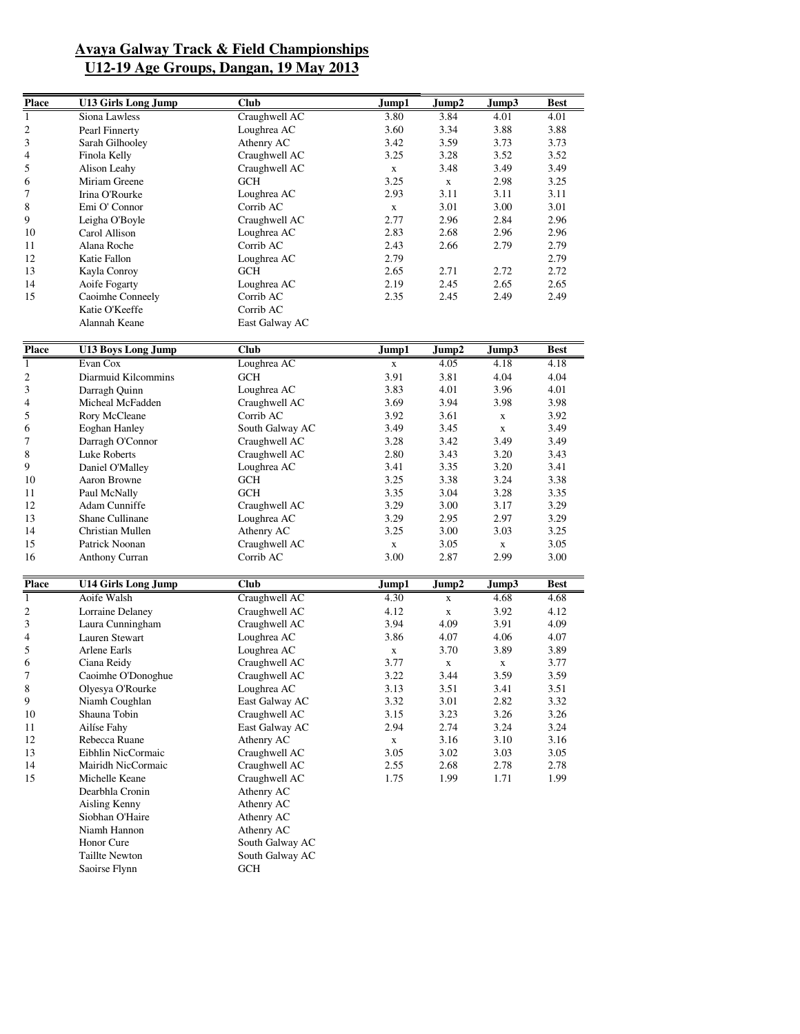# Avaya Galway Track & Field Championships
## U12-19 Age Groups, Dangan, 19 May 2013

| Place | U13 Girls Long Jump | Club | Jump1 | Jump2 | Jump3 | Best |
|---|---|---|---|---|---|---|
| 1 | Siona Lawless | Craughwell AC | 3.80 | 3.84 | 4.01 | 4.01 |
| 2 | Pearl Finnerty | Loughrea AC | 3.60 | 3.34 | 3.88 | 3.88 |
| 3 | Sarah Gilhooley | Athenry AC | 3.42 | 3.59 | 3.73 | 3.73 |
| 4 | Finola Kelly | Craughwell AC | 3.25 | 3.28 | 3.52 | 3.52 |
| 5 | Alison Leahy | Craughwell AC | x | 3.48 | 3.49 | 3.49 |
| 6 | Miriam Greene | GCH | 3.25 | x | 2.98 | 3.25 |
| 7 | Irina O'Rourke | Loughrea AC | 2.93 | 3.11 | 3.11 | 3.11 |
| 8 | Emi O' Connor | Corrib AC | x | 3.01 | 3.00 | 3.01 |
| 9 | Leigha O'Boyle | Craughwell AC | 2.77 | 2.96 | 2.84 | 2.96 |
| 10 | Carol Allison | Loughrea AC | 2.83 | 2.68 | 2.96 | 2.96 |
| 11 | Alana Roche | Corrib AC | 2.43 | 2.66 | 2.79 | 2.79 |
| 12 | Katie Fallon | Loughrea AC | 2.79 | | | 2.79 |
| 13 | Kayla Conroy | GCH | 2.65 | 2.71 | 2.72 | 2.72 |
| 14 | Aoife Fogarty | Loughrea AC | 2.19 | 2.45 | 2.65 | 2.65 |
| 15 | Caoimhe Conneely | Corrib AC | 2.35 | 2.45 | 2.49 | 2.49 |
| | Katie O'Keeffe | Corrib AC | | | | |
| | Alannah Keane | East Galway AC | | | | |

| Place | U13 Boys Long Jump | Club | Jump1 | Jump2 | Jump3 | Best |
|---|---|---|---|---|---|---|
| 1 | Evan Cox | Loughrea AC | x | 4.05 | 4.18 | 4.18 |
| 2 | Diarmuid Kilcommins | GCH | 3.91 | 3.81 | 4.04 | 4.04 |
| 3 | Darragh Quinn | Loughrea AC | 3.83 | 4.01 | 3.96 | 4.01 |
| 4 | Micheal McFadden | Craughwell AC | 3.69 | 3.94 | 3.98 | 3.98 |
| 5 | Rory McCleane | Corrib AC | 3.92 | 3.61 | x | 3.92 |
| 6 | Eoghan Hanley | South Galway AC | 3.49 | 3.45 | x | 3.49 |
| 7 | Darragh O'Connor | Craughwell AC | 3.28 | 3.42 | 3.49 | 3.49 |
| 8 | Luke Roberts | Craughwell AC | 2.80 | 3.43 | 3.20 | 3.43 |
| 9 | Daniel O'Malley | Loughrea AC | 3.41 | 3.35 | 3.20 | 3.41 |
| 10 | Aaron Browne | GCH | 3.25 | 3.38 | 3.24 | 3.38 |
| 11 | Paul McNally | GCH | 3.35 | 3.04 | 3.28 | 3.35 |
| 12 | Adam Cunniffe | Craughwell AC | 3.29 | 3.00 | 3.17 | 3.29 |
| 13 | Shane Cullinane | Loughrea AC | 3.29 | 2.95 | 2.97 | 3.29 |
| 14 | Christian Mullen | Athenry AC | 3.25 | 3.00 | 3.03 | 3.25 |
| 15 | Patrick Noonan | Craughwell AC | x | 3.05 | x | 3.05 |
| 16 | Anthony Curran | Corrib AC | 3.00 | 2.87 | 2.99 | 3.00 |

| Place | U14 Girls Long Jump | Club | Jump1 | Jump2 | Jump3 | Best |
|---|---|---|---|---|---|---|
| 1 | Aoife Walsh | Craughwell AC | 4.30 | x | 4.68 | 4.68 |
| 2 | Lorraine Delaney | Craughwell AC | 4.12 | x | 3.92 | 4.12 |
| 3 | Laura Cunningham | Craughwell AC | 3.94 | 4.09 | 3.91 | 4.09 |
| 4 | Lauren Stewart | Loughrea AC | 3.86 | 4.07 | 4.06 | 4.07 |
| 5 | Arlene Earls | Loughrea AC | x | 3.70 | 3.89 | 3.89 |
| 6 | Ciana Reidy | Craughwell AC | 3.77 | x | x | 3.77 |
| 7 | Caoimhe O'Donoghue | Craughwell AC | 3.22 | 3.44 | 3.59 | 3.59 |
| 8 | Olyesya O'Rourke | Loughrea AC | 3.13 | 3.51 | 3.41 | 3.51 |
| 9 | Niamh Coughlan | East Galway AC | 3.32 | 3.01 | 2.82 | 3.32 |
| 10 | Shauna Tobin | Craughwell AC | 3.15 | 3.23 | 3.26 | 3.26 |
| 11 | Ailíse Fahy | East Galway AC | 2.94 | 2.74 | 3.24 | 3.24 |
| 12 | Rebecca Ruane | Athenry AC | x | 3.16 | 3.10 | 3.16 |
| 13 | Eibhlin NicCormaic | Craughwell AC | 3.05 | 3.02 | 3.03 | 3.05 |
| 14 | Mairidh NicCormaic | Craughwell AC | 2.55 | 2.68 | 2.78 | 2.78 |
| 15 | Michelle Keane | Craughwell AC | 1.75 | 1.99 | 1.71 | 1.99 |
| | Dearbhla Cronin | Athenry AC | | | | |
| | Aisling Kenny | Athenry AC | | | | |
| | Siobhan O'Haire | Athenry AC | | | | |
| | Niamh Hannon | Athenry AC | | | | |
| | Honor Cure | South Galway AC | | | | |
| | Taillte Newton | South Galway AC | | | | |
| | Saoirse Flynn | GCH | | | | |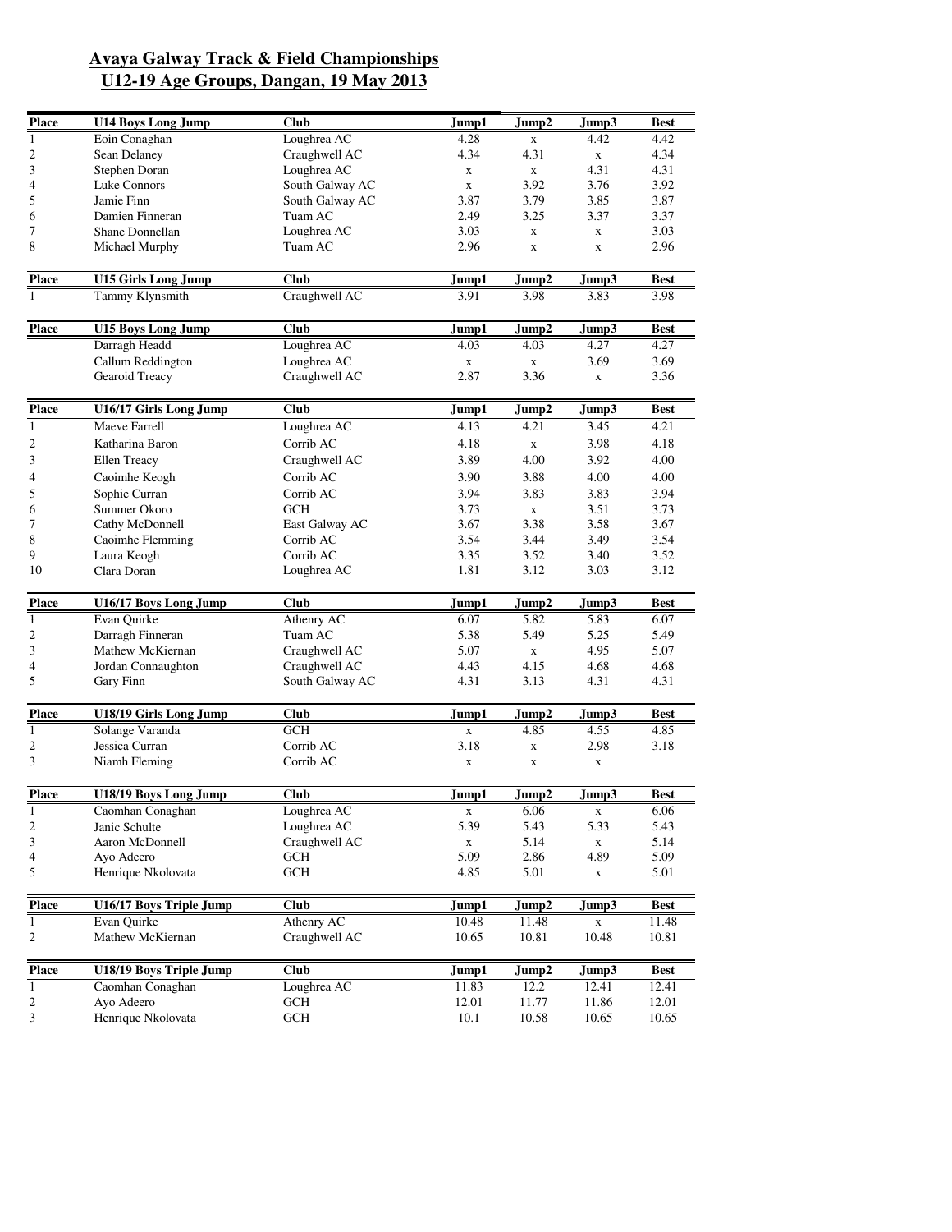## Avaya Galway Track & Field Championships
## U12-19 Age Groups, Dangan, 19 May 2013

| Place | U14 Boys Long Jump | Club | Jump1 | Jump2 | Jump3 | Best |
|---|---|---|---|---|---|---|
| 1 | Eoin Conaghan | Loughrea AC | 4.28 | x | 4.42 | 4.42 |
| 2 | Sean Delaney | Craughwell AC | 4.34 | 4.31 | x | 4.34 |
| 3 | Stephen Doran | Loughrea AC | x | x | 4.31 | 4.31 |
| 4 | Luke Connors | South Galway AC | x | 3.92 | 3.76 | 3.92 |
| 5 | Jamie Finn | South Galway AC | 3.87 | 3.79 | 3.85 | 3.87 |
| 6 | Damien Finneran | Tuam AC | 2.49 | 3.25 | 3.37 | 3.37 |
| 7 | Shane Donnellan | Loughrea AC | 3.03 | x | x | 3.03 |
| 8 | Michael Murphy | Tuam AC | 2.96 | x | x | 2.96 |

| Place | U15 Girls Long Jump | Club | Jump1 | Jump2 | Jump3 | Best |
|---|---|---|---|---|---|---|
| 1 | Tammy Klynsmith | Craughwell AC | 3.91 | 3.98 | 3.83 | 3.98 |

| Place | U15 Boys Long Jump | Club | Jump1 | Jump2 | Jump3 | Best |
|---|---|---|---|---|---|---|
| | Darragh Headd | Loughrea AC | 4.03 | 4.03 | 4.27 | 4.27 |
| | Callum Reddington | Loughrea AC | x | x | 3.69 | 3.69 |
| | Gearoid Treacy | Craughwell AC | 2.87 | 3.36 | x | 3.36 |

| Place | U16/17 Girls Long Jump | Club | Jump1 | Jump2 | Jump3 | Best |
|---|---|---|---|---|---|---|
| 1 | Maeve Farrell | Loughrea AC | 4.13 | 4.21 | 3.45 | 4.21 |
| 2 | Katharina Baron | Corrib AC | 4.18 | x | 3.98 | 4.18 |
| 3 | Ellen Treacy | Craughwell AC | 3.89 | 4.00 | 3.92 | 4.00 |
| 4 | Caoimhe Keogh | Corrib AC | 3.90 | 3.88 | 4.00 | 4.00 |
| 5 | Sophie Curran | Corrib AC | 3.94 | 3.83 | 3.83 | 3.94 |
| 6 | Summer Okoro | GCH | 3.73 | x | 3.51 | 3.73 |
| 7 | Cathy McDonnell | East Galway AC | 3.67 | 3.38 | 3.58 | 3.67 |
| 8 | Caoimhe Flemming | Corrib AC | 3.54 | 3.44 | 3.49 | 3.54 |
| 9 | Laura Keogh | Corrib AC | 3.35 | 3.52 | 3.40 | 3.52 |
| 10 | Clara Doran | Loughrea AC | 1.81 | 3.12 | 3.03 | 3.12 |

| Place | U16/17 Boys Long Jump | Club | Jump1 | Jump2 | Jump3 | Best |
|---|---|---|---|---|---|---|
| 1 | Evan Quirke | Athenry AC | 6.07 | 5.82 | 5.83 | 6.07 |
| 2 | Darragh Finneran | Tuam AC | 5.38 | 5.49 | 5.25 | 5.49 |
| 3 | Mathew McKiernan | Craughwell AC | 5.07 | x | 4.95 | 5.07 |
| 4 | Jordan Connaughton | Craughwell AC | 4.43 | 4.15 | 4.68 | 4.68 |
| 5 | Gary Finn | South Galway AC | 4.31 | 3.13 | 4.31 | 4.31 |

| Place | U18/19 Girls Long Jump | Club | Jump1 | Jump2 | Jump3 | Best |
|---|---|---|---|---|---|---|
| 1 | Solange Varanda | GCH | x | 4.85 | 4.55 | 4.85 |
| 2 | Jessica Curran | Corrib AC | 3.18 | x | 2.98 | 3.18 |
| 3 | Niamh Fleming | Corrib AC | x | x | x | |

| Place | U18/19 Boys Long Jump | Club | Jump1 | Jump2 | Jump3 | Best |
|---|---|---|---|---|---|---|
| 1 | Caomhan Conaghan | Loughrea AC | x | 6.06 | x | 6.06 |
| 2 | Janic Schulte | Loughrea AC | 5.39 | 5.43 | 5.33 | 5.43 |
| 3 | Aaron McDonnell | Craughwell AC | x | 5.14 | x | 5.14 |
| 4 | Ayo Adeero | GCH | 5.09 | 2.86 | 4.89 | 5.09 |
| 5 | Henrique Nkolovata | GCH | 4.85 | 5.01 | x | 5.01 |

| Place | U16/17 Boys Triple Jump | Club | Jump1 | Jump2 | Jump3 | Best |
|---|---|---|---|---|---|---|
| 1 | Evan Quirke | Athenry AC | 10.48 | 11.48 | x | 11.48 |
| 2 | Mathew McKiernan | Craughwell AC | 10.65 | 10.81 | 10.48 | 10.81 |

| Place | U18/19 Boys Triple Jump | Club | Jump1 | Jump2 | Jump3 | Best |
|---|---|---|---|---|---|---|
| 1 | Caomhan Conaghan | Loughrea AC | 11.83 | 12.2 | 12.41 | 12.41 |
| 2 | Ayo Adeero | GCH | 12.01 | 11.77 | 11.86 | 12.01 |
| 3 | Henrique Nkolovata | GCH | 10.1 | 10.58 | 10.65 | 10.65 |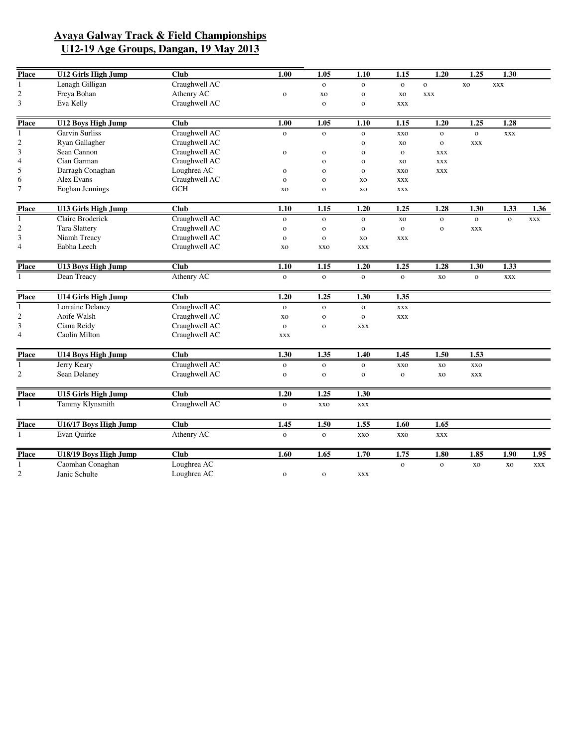# Avaya Galway Track & Field Championships
## U12-19 Age Groups, Dangan, 19 May 2013

| Place | U12 Girls High Jump | Club | 1.00 | 1.05 | 1.10 | 1.15 | 1.20 | 1.25 | 1.30 | |
|---|---|---|---|---|---|---|---|---|---|---|
| 1 | Lenagh Gilligan | Craughwell AC | | o | o | o | o | xo | xxx | |
| 2 | Freya Bohan | Athenry AC | o | xo | o | xo | xxx | | | |
| 3 | Eva Kelly | Craughwell AC | | o | o | xxx | | | | |

| Place | U12 Boys High Jump | Club | 1.00 | 1.05 | 1.10 | 1.15 | 1.20 | 1.25 | 1.28 | |
|---|---|---|---|---|---|---|---|---|---|---|
| 1 | Garvin Surliss | Craughwell AC | o | o | o | xxo | o | o | xxx | |
| 2 | Ryan Gallagher | Craughwell AC | | | o | xo | o | xxx | | |
| 3 | Sean Cannon | Craughwell AC | o | o | o | o | xxx | | | |
| 4 | Cian Garman | Craughwell AC | | o | o | xo | xxx | | | |
| 5 | Darragh Conaghan | Loughrea AC | o | o | o | xxo | xxx | | | |
| 6 | Alex Evans | Craughwell AC | o | o | xo | xxx | | | | |
| 7 | Eoghan Jennings | GCH | xo | o | xo | xxx | | | | |

| Place | U13 Girls High Jump | Club | 1.10 | 1.15 | 1.20 | 1.25 | 1.28 | 1.30 | 1.33 | 1.36 |
|---|---|---|---|---|---|---|---|---|---|---|
| 1 | Claire Broderick | Craughwell AC | o | o | o | xo | o | o | o | xxx |
| 2 | Tara Slattery | Craughwell AC | o | o | o | o | o | xxx | | |
| 3 | Niamh Treacy | Craughwell AC | o | o | xo | xxx | | | | |
| 4 | Eabha Leech | Craughwell AC | xo | xxo | xxx | | | | | |

| Place | U13 Boys High Jump | Club | 1.10 | 1.15 | 1.20 | 1.25 | 1.28 | 1.30 | 1.33 | |
|---|---|---|---|---|---|---|---|---|---|---|
| 1 | Dean Treacy | Athenry AC | o | o | o | o | xo | o | xxx | |

| Place | U14 Girls High Jump | Club | 1.20 | 1.25 | 1.30 | 1.35 |
|---|---|---|---|---|---|---|
| 1 | Lorraine Delaney | Craughwell AC | o | o | o | xxx |
| 2 | Aoife Walsh | Craughwell AC | xo | o | o | xxx |
| 3 | Ciana Reidy | Craughwell AC | o | o | xxx | |
| 4 | Caolin Milton | Craughwell AC | xxx | | | |

| Place | U14 Boys High Jump | Club | 1.30 | 1.35 | 1.40 | 1.45 | 1.50 | 1.53 |
|---|---|---|---|---|---|---|---|---|
| 1 | Jerry Keary | Craughwell AC | o | o | o | xxo | xo | xxo |
| 2 | Sean Delaney | Craughwell AC | o | o | o | o | xo | xxx |

| Place | U15 Girls High Jump | Club | 1.20 | 1.25 | 1.30 |
|---|---|---|---|---|---|
| 1 | Tammy Klynsmith | Craughwell AC | o | xxo | xxx |

| Place | U16/17 Boys High Jump | Club | 1.45 | 1.50 | 1.55 | 1.60 | 1.65 |
|---|---|---|---|---|---|---|---|
| 1 | Evan Quirke | Athenry AC | o | o | xxo | xxo | xxx |

| Place | U18/19 Boys High Jump | Club | 1.60 | 1.65 | 1.70 | 1.75 | 1.80 | 1.85 | 1.90 | 1.95 |
|---|---|---|---|---|---|---|---|---|---|---|
| 1 | Caomhan Conaghan | Loughrea AC | | | | o | o | xo | xo | xxx |
| 2 | Janic Schulte | Loughrea AC | o | o | xxx | | | | | |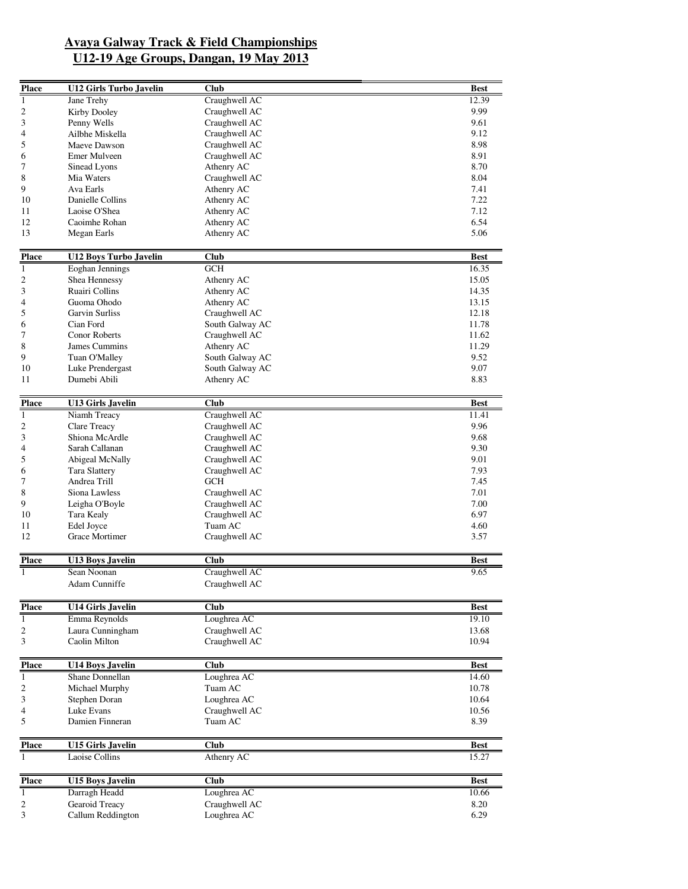# Avaya Galway Track & Field Championships
# U12-19 Age Groups, Dangan, 19 May 2013

| Place | U12 Girls Turbo Javelin | Club | Best |
|---|---|---|---|
| 1 | Jane Trehy | Craughwell AC | 12.39 |
| 2 | Kirby Dooley | Craughwell AC | 9.99 |
| 3 | Penny Wells | Craughwell AC | 9.61 |
| 4 | Ailbhe Miskella | Craughwell AC | 9.12 |
| 5 | Maeve Dawson | Craughwell AC | 8.98 |
| 6 | Emer Mulveen | Craughwell AC | 8.91 |
| 7 | Sinead Lyons | Athenry AC | 8.70 |
| 8 | Mia Waters | Craughwell AC | 8.04 |
| 9 | Ava Earls | Athenry AC | 7.41 |
| 10 | Danielle Collins | Athenry AC | 7.22 |
| 11 | Laoise O'Shea | Athenry AC | 7.12 |
| 12 | Caoimhe Rohan | Athenry AC | 6.54 |
| 13 | Megan Earls | Athenry AC | 5.06 |

| Place | U12 Boys Turbo Javelin | Club | Best |
|---|---|---|---|
| 1 | Eoghan Jennings | GCH | 16.35 |
| 2 | Shea Hennessy | Athenry AC | 15.05 |
| 3 | Ruairi Collins | Athenry AC | 14.35 |
| 4 | Guoma Ohodo | Athenry AC | 13.15 |
| 5 | Garvin Surliss | Craughwell AC | 12.18 |
| 6 | Cian Ford | South Galway AC | 11.78 |
| 7 | Conor Roberts | Craughwell AC | 11.62 |
| 8 | James Cummins | Athenry AC | 11.29 |
| 9 | Tuan O'Malley | South Galway AC | 9.52 |
| 10 | Luke Prendergast | South Galway AC | 9.07 |
| 11 | Dumebi Abili | Athenry AC | 8.83 |

| Place | U13 Girls Javelin | Club | Best |
|---|---|---|---|
| 1 | Niamh Treacy | Craughwell AC | 11.41 |
| 2 | Clare Treacy | Craughwell AC | 9.96 |
| 3 | Shiona McArdle | Craughwell AC | 9.68 |
| 4 | Sarah Callanan | Craughwell AC | 9.30 |
| 5 | Abigeal McNally | Craughwell AC | 9.01 |
| 6 | Tara Slattery | Craughwell AC | 7.93 |
| 7 | Andrea Trill | GCH | 7.45 |
| 8 | Siona Lawless | Craughwell AC | 7.01 |
| 9 | Leigha O'Boyle | Craughwell AC | 7.00 |
| 10 | Tara Kealy | Craughwell AC | 6.97 |
| 11 | Edel Joyce | Tuam AC | 4.60 |
| 12 | Grace Mortimer | Craughwell AC | 3.57 |

| Place | U13 Boys Javelin | Club | Best |
|---|---|---|---|
| 1 | Sean Noonan | Craughwell AC | 9.65 |
| | Adam Cunniffe | Craughwell AC | |

| Place | U14 Girls Javelin | Club | Best |
|---|---|---|---|
| 1 | Emma Reynolds | Loughrea AC | 19.10 |
| 2 | Laura Cunningham | Craughwell AC | 13.68 |
| 3 | Caolin Milton | Craughwell AC | 10.94 |

| Place | U14 Boys Javelin | Club | Best |
|---|---|---|---|
| 1 | Shane Donnellan | Loughrea AC | 14.60 |
| 2 | Michael Murphy | Tuam AC | 10.78 |
| 3 | Stephen Doran | Loughrea AC | 10.64 |
| 4 | Luke Evans | Craughwell AC | 10.56 |
| 5 | Damien Finneran | Tuam AC | 8.39 |

| Place | U15 Girls Javelin | Club | Best |
|---|---|---|---|
| 1 | Laoise Collins | Athenry AC | 15.27 |

| Place | U15 Boys Javelin | Club | Best |
|---|---|---|---|
| 1 | Darragh Headd | Loughrea AC | 10.66 |
| 2 | Gearoid Treacy | Craughwell AC | 8.20 |
| 3 | Callum Reddington | Loughrea AC | 6.29 |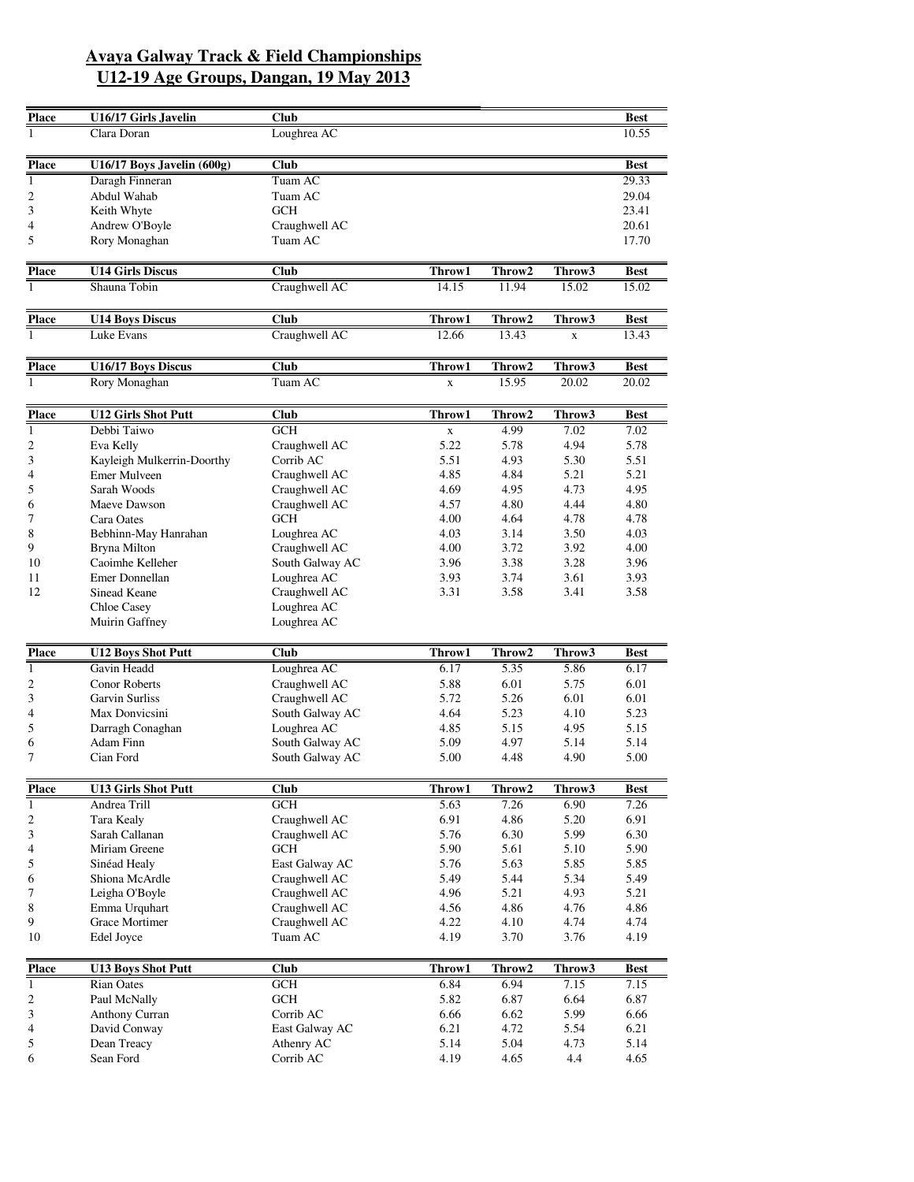## Avaya Galway Track & Field Championships
## U12-19 Age Groups, Dangan, 19 May 2013

| Place | U16/17 Girls Javelin | Club | | | | Best |
|---|---|---|---|---|---|---|
| 1 | Clara Doran | Loughrea AC | | | | 10.55 |

| Place | U16/17 Boys Javelin (600g) | Club | | | | Best |
|---|---|---|---|---|---|---|
| 1 | Daragh Finneran | Tuam AC | | | | 29.33 |
| 2 | Abdul Wahab | Tuam AC | | | | 29.04 |
| 3 | Keith Whyte | GCH | | | | 23.41 |
| 4 | Andrew O'Boyle | Craughwell AC | | | | 20.61 |
| 5 | Rory Monaghan | Tuam AC | | | | 17.70 |

| Place | U14 Girls Discus | Club | Throw1 | Throw2 | Throw3 | Best |
|---|---|---|---|---|---|---|
| 1 | Shauna Tobin | Craughwell AC | 14.15 | 11.94 | 15.02 | 15.02 |

| Place | U14 Boys Discus | Club | Throw1 | Throw2 | Throw3 | Best |
|---|---|---|---|---|---|---|
| 1 | Luke Evans | Craughwell AC | 12.66 | 13.43 | x | 13.43 |

| Place | U16/17 Boys Discus | Club | Throw1 | Throw2 | Throw3 | Best |
|---|---|---|---|---|---|---|
| 1 | Rory Monaghan | Tuam AC | x | 15.95 | 20.02 | 20.02 |

| Place | U12 Girls Shot Putt | Club | Throw1 | Throw2 | Throw3 | Best |
|---|---|---|---|---|---|---|
| 1 | Debbi Taiwo | GCH | x | 4.99 | 7.02 | 7.02 |
| 2 | Eva Kelly | Craughwell AC | 5.22 | 5.78 | 4.94 | 5.78 |
| 3 | Kayleigh Mulkerrin-Doorthy | Corrib AC | 5.51 | 4.93 | 5.30 | 5.51 |
| 4 | Emer Mulveen | Craughwell AC | 4.85 | 4.84 | 5.21 | 5.21 |
| 5 | Sarah Woods | Craughwell AC | 4.69 | 4.95 | 4.73 | 4.95 |
| 6 | Maeve Dawson | Craughwell AC | 4.57 | 4.80 | 4.44 | 4.80 |
| 7 | Cara Oates | GCH | 4.00 | 4.64 | 4.78 | 4.78 |
| 8 | Bebhinn-May Hanrahan | Loughrea AC | 4.03 | 3.14 | 3.50 | 4.03 |
| 9 | Bryna Milton | Craughwell AC | 4.00 | 3.72 | 3.92 | 4.00 |
| 10 | Caoimhe Kelleher | South Galway AC | 3.96 | 3.38 | 3.28 | 3.96 |
| 11 | Emer Donnellan | Loughrea AC | 3.93 | 3.74 | 3.61 | 3.93 |
| 12 | Sinead Keane | Craughwell AC | 3.31 | 3.58 | 3.41 | 3.58 |
| | Chloe Casey | Loughrea AC | | | | |
| | Muirin Gaffney | Loughrea AC | | | | |

| Place | U12 Boys Shot Putt | Club | Throw1 | Throw2 | Throw3 | Best |
|---|---|---|---|---|---|---|
| 1 | Gavin Headd | Loughrea AC | 6.17 | 5.35 | 5.86 | 6.17 |
| 2 | Conor Roberts | Craughwell AC | 5.88 | 6.01 | 5.75 | 6.01 |
| 3 | Garvin Surliss | Craughwell AC | 5.72 | 5.26 | 6.01 | 6.01 |
| 4 | Max Donvicsini | South Galway AC | 4.64 | 5.23 | 4.10 | 5.23 |
| 5 | Darragh Conaghan | Loughrea AC | 4.85 | 5.15 | 4.95 | 5.15 |
| 6 | Adam Finn | South Galway AC | 5.09 | 4.97 | 5.14 | 5.14 |
| 7 | Cian Ford | South Galway AC | 5.00 | 4.48 | 4.90 | 5.00 |

| Place | U13 Girls Shot Putt | Club | Throw1 | Throw2 | Throw3 | Best |
|---|---|---|---|---|---|---|
| 1 | Andrea Trill | GCH | 5.63 | 7.26 | 6.90 | 7.26 |
| 2 | Tara Kealy | Craughwell AC | 6.91 | 4.86 | 5.20 | 6.91 |
| 3 | Sarah Callanan | Craughwell AC | 5.76 | 6.30 | 5.99 | 6.30 |
| 4 | Miriam Greene | GCH | 5.90 | 5.61 | 5.10 | 5.90 |
| 5 | Sinéad Healy | East Galway AC | 5.76 | 5.63 | 5.85 | 5.85 |
| 6 | Shiona McArdle | Craughwell AC | 5.49 | 5.44 | 5.34 | 5.49 |
| 7 | Leigha O'Boyle | Craughwell AC | 4.96 | 5.21 | 4.93 | 5.21 |
| 8 | Emma Urquhart | Craughwell AC | 4.56 | 4.86 | 4.76 | 4.86 |
| 9 | Grace Mortimer | Craughwell AC | 4.22 | 4.10 | 4.74 | 4.74 |
| 10 | Edel Joyce | Tuam AC | 4.19 | 3.70 | 3.76 | 4.19 |

| Place | U13 Boys Shot Putt | Club | Throw1 | Throw2 | Throw3 | Best |
|---|---|---|---|---|---|---|
| 1 | Rian Oates | GCH | 6.84 | 6.94 | 7.15 | 7.15 |
| 2 | Paul McNally | GCH | 5.82 | 6.87 | 6.64 | 6.87 |
| 3 | Anthony Curran | Corrib AC | 6.66 | 6.62 | 5.99 | 6.66 |
| 4 | David Conway | East Galway AC | 6.21 | 4.72 | 5.54 | 6.21 |
| 5 | Dean Treacy | Athenry AC | 5.14 | 5.04 | 4.73 | 5.14 |
| 6 | Sean Ford | Corrib AC | 4.19 | 4.65 | 4.4 | 4.65 |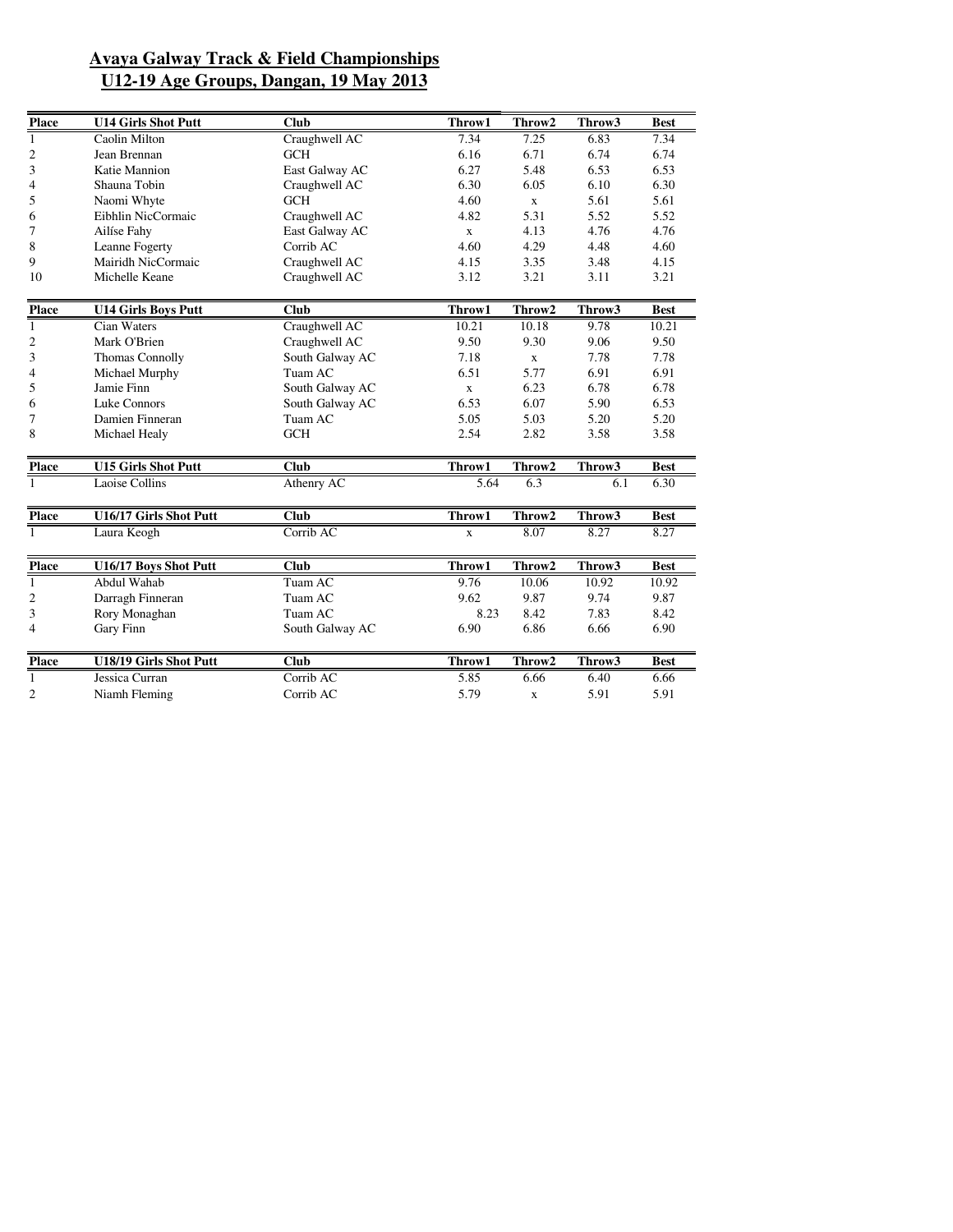## Avaya Galway Track & Field Championships
## U12-19 Age Groups, Dangan, 19 May 2013

| Place | U14 Girls Shot Putt | Club | Throw1 | Throw2 | Throw3 | Best |
|---|---|---|---|---|---|---|
| 1 | Caolin Milton | Craughwell AC | 7.34 | 7.25 | 6.83 | 7.34 |
| 2 | Jean Brennan | GCH | 6.16 | 6.71 | 6.74 | 6.74 |
| 3 | Katie Mannion | East Galway AC | 6.27 | 5.48 | 6.53 | 6.53 |
| 4 | Shauna Tobin | Craughwell AC | 6.30 | 6.05 | 6.10 | 6.30 |
| 5 | Naomi Whyte | GCH | 4.60 | x | 5.61 | 5.61 |
| 6 | Eibhlin NicCormaic | Craughwell AC | 4.82 | 5.31 | 5.52 | 5.52 |
| 7 | Ailíse Fahy | East Galway AC | x | 4.13 | 4.76 | 4.76 |
| 8 | Leanne Fogerty | Corrib AC | 4.60 | 4.29 | 4.48 | 4.60 |
| 9 | Mairidh NicCormaic | Craughwell AC | 4.15 | 3.35 | 3.48 | 4.15 |
| 10 | Michelle Keane | Craughwell AC | 3.12 | 3.21 | 3.11 | 3.21 |

| Place | U14 Girls Boys Putt | Club | Throw1 | Throw2 | Throw3 | Best |
|---|---|---|---|---|---|---|
| 1 | Cian Waters | Craughwell AC | 10.21 | 10.18 | 9.78 | 10.21 |
| 2 | Mark O'Brien | Craughwell AC | 9.50 | 9.30 | 9.06 | 9.50 |
| 3 | Thomas Connolly | South Galway AC | 7.18 | x | 7.78 | 7.78 |
| 4 | Michael Murphy | Tuam AC | 6.51 | 5.77 | 6.91 | 6.91 |
| 5 | Jamie Finn | South Galway AC | x | 6.23 | 6.78 | 6.78 |
| 6 | Luke Connors | South Galway AC | 6.53 | 6.07 | 5.90 | 6.53 |
| 7 | Damien Finneran | Tuam AC | 5.05 | 5.03 | 5.20 | 5.20 |
| 8 | Michael Healy | GCH | 2.54 | 2.82 | 3.58 | 3.58 |

| Place | U15 Girls Shot Putt | Club | Throw1 | Throw2 | Throw3 | Best |
|---|---|---|---|---|---|---|
| 1 | Laoise Collins | Athenry AC | 5.64 | 6.3 | 6.1 | 6.30 |

| Place | U16/17 Girls Shot Putt | Club | Throw1 | Throw2 | Throw3 | Best |
|---|---|---|---|---|---|---|
| 1 | Laura Keogh | Corrib AC | x | 8.07 | 8.27 | 8.27 |

| Place | U16/17 Boys Shot Putt | Club | Throw1 | Throw2 | Throw3 | Best |
|---|---|---|---|---|---|---|
| 1 | Abdul Wahab | Tuam AC | 9.76 | 10.06 | 10.92 | 10.92 |
| 2 | Darragh Finneran | Tuam AC | 9.62 | 9.87 | 9.74 | 9.87 |
| 3 | Rory Monaghan | Tuam AC | 8.23 | 8.42 | 7.83 | 8.42 |
| 4 | Gary Finn | South Galway AC | 6.90 | 6.86 | 6.66 | 6.90 |

| Place | U18/19 Girls Shot Putt | Club | Throw1 | Throw2 | Throw3 | Best |
|---|---|---|---|---|---|---|
| 1 | Jessica Curran | Corrib AC | 5.85 | 6.66 | 6.40 | 6.66 |
| 2 | Niamh Fleming | Corrib AC | 5.79 | x | 5.91 | 5.91 |